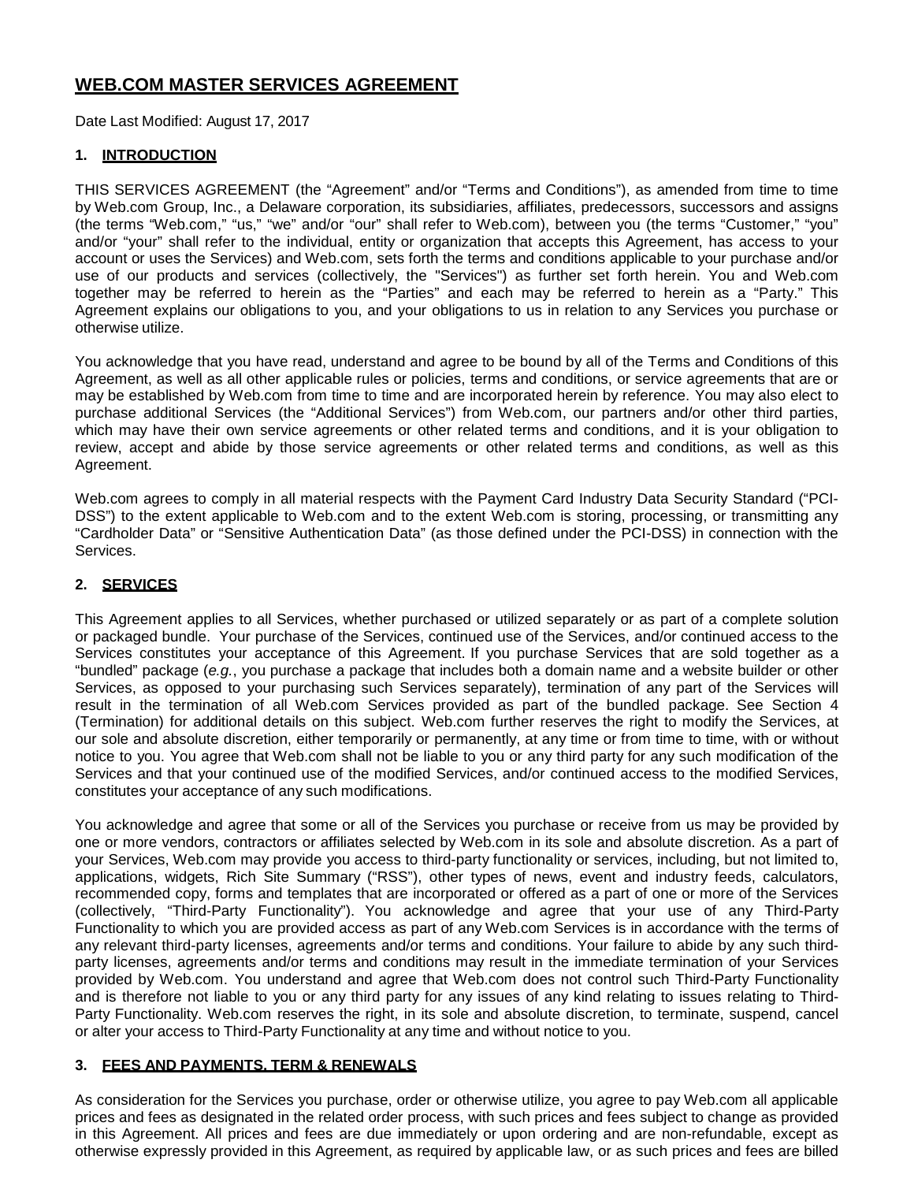# WEB.COM MASTER SERVICES AGREEMENT

Date Last Modified: August 17, 2017

## 1. INTRODUCTION

THIS SERVICES AGREEMENT (the "Agreement" and/or "Terms and Conditions"), as amended from time to time by Web.com Group, Inc., a Delaware corporation, its subsidiaries, affiliates, predecessors, successors and assigns (the terms "Web.com," "us," "we" and/or "our" shall refer to Web.com), between you (the terms "Customer," "you" and/or "your" shall refer to the individual, entity or organization that accepts this Agreement, has access to your account or uses the Services) and Web.com, sets forth the terms and conditions applicable to your purchase and/or use of our products and services (collectively, the "Services") as further set forth herein. You and Web.com together may be referred to herein as the "Parties" and each may be referred to herein as a "Party." This Agreement explains our obligations to you, and your obligations to us in relation to any Services you purchase or otherwise utilize.

You acknowledge that you have read, understand and agree to be bound by all of the Terms and Conditions of this Agreement, as well as all other applicable rules or policies, terms and conditions, or service agreements that are or may be established by Web.com from time to time and are incorporated herein by reference. You may also elect to purchase additional Services (the "Additional Services") from Web.com, our partners and/or other third parties, which may have their own service agreements or other related terms and conditions, and it is your obligation to review, accept and abide by those service agreements or other related terms and conditions, as well as this Agreement.

Web.com agrees to comply in all material respects with the Payment Card Industry Data Security Standard ("PCI-DSS") to the extent applicable to Web.com and to the extent Web.com is storing, processing, or transmitting any "Cardholder Data" or "Sensitive Authentication Data" (as those defined under the PCI-DSS) in connection with the Services.

## 2. SERVICES

This Agreement applies to all Services, whether purchased or utilized separately or as part of a complete solution or packaged bundle. Your purchase of the Services, continued use of the Services, and/or continued access to the Services constitutes your acceptance of this Agreement. If you purchase Services that are sold together as a "bundled" package (*e.g.*, you purchase a package that includes both a domain name and a website builder or other Services, as opposed to your purchasing such Services separately), termination of any part of the Services will result in the termination of all Web.com Services provided as part of the bundled package. See Section 4 (Termination) for additional details on this subject. Web.com further reserves the right to modify the Services, at our sole and absolute discretion, either temporarily or permanently, at any time or from time to time, with or without notice to you. You agree that Web.com shall not be liable to you or any third party for any such modification of the Services and that your continued use of the modified Services, and/or continued access to the modified Services, constitutes your acceptance of any such modifications.

You acknowledge and agree that some or all of the Services you purchase or receive from us may be provided by one or more vendors, contractors or affiliates selected by Web.com in its sole and absolute discretion. As a part of your Services, Web.com may provide you access to third-party functionality or services, including, but not limited to, applications, widgets, Rich Site Summary ("RSS"), other types of news, event and industry feeds, calculators, recommended copy, forms and templates that are incorporated or offered as a part of one or more of the Services (collectively, "Third-Party Functionality"). You acknowledge and agree that your use of any Third-Party Functionality to which you are provided access as part of any Web.com Services is in accordance with the terms of any relevant third-party licenses, agreements and/or terms and conditions. Your failure to abide by any such third-party licenses, agreements and/or terms and conditions may result in the immediate termination of your Services provided by Web.com. You understand and agree that Web.com does not control such Third-Party Functionality and is therefore not liable to you or any third party for any issues of any kind relating to issues relating to Third-Party Functionality. Web.com reserves the right, in its sole and absolute discretion, to terminate, suspend, cancel or alter your access to Third-Party Functionality at any time and without notice to you.

## 3. FEES AND PAYMENTS, TERM & RENEWALS

As consideration for the Services you purchase, order or otherwise utilize, you agree to pay Web.com all applicable prices and fees as designated in the related order process, with such prices and fees subject to change as provided in this Agreement. All prices and fees are due immediately or upon ordering and are non-refundable, except as otherwise expressly provided in this Agreement, as required by applicable law, or as such prices and fees are billed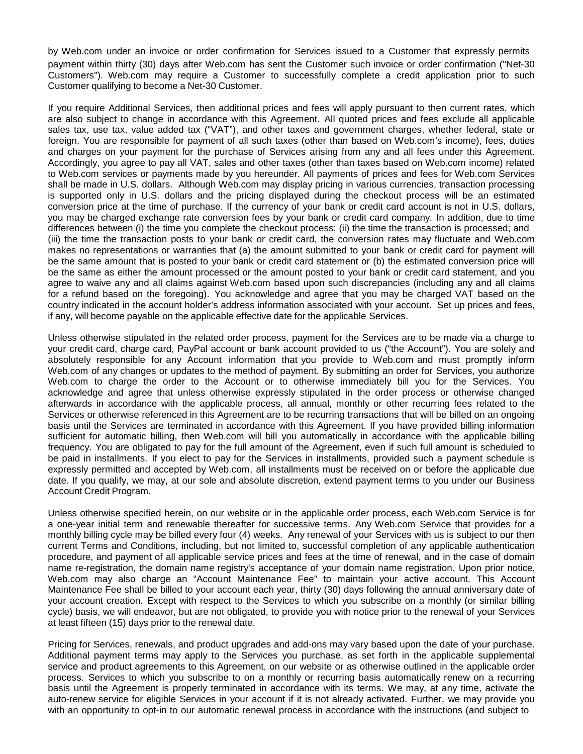by Web.com under an invoice or order confirmation for Services issued to a Customer that expressly permits payment within thirty (30) days after Web.com has sent the Customer such invoice or order confirmation ("Net-30 Customers"). Web.com may require a Customer to successfully complete a credit application prior to such Customer qualifying to become a Net-30 Customer.

If you require Additional Services, then additional prices and fees will apply pursuant to then current rates, which are also subject to change in accordance with this Agreement. All quoted prices and fees exclude all applicable sales tax, use tax, value added tax ("VAT"), and other taxes and government charges, whether federal, state or foreign. You are responsible for payment of all such taxes (other than based on Web.com's income), fees, duties and charges on your payment for the purchase of Services arising from any and all fees under this Agreement. Accordingly, you agree to pay all VAT, sales and other taxes (other than taxes based on Web.com income) related to Web.com services or payments made by you hereunder. All payments of prices and fees for Web.com Services shall be made in U.S. dollars. Although Web.com may display pricing in various currencies, transaction processing is supported only in U.S. dollars and the pricing displayed during the checkout process will be an estimated conversion price at the time of purchase. If the currency of your bank or credit card account is not in U.S. dollars, you may be charged exchange rate conversion fees by your bank or credit card company. In addition, due to time differences between (i) the time you complete the checkout process; (ii) the time the transaction is processed; and (iii) the time the transaction posts to your bank or credit card, the conversion rates may fluctuate and Web.com makes no representations or warranties that (a) the amount submitted to your bank or credit card for payment will be the same amount that is posted to your bank or credit card statement or (b) the estimated conversion price will be the same as either the amount processed or the amount posted to your bank or credit card statement, and you agree to waive any and all claims against Web.com based upon such discrepancies (including any and all claims for a refund based on the foregoing). You acknowledge and agree that you may be charged VAT based on the country indicated in the account holder's address information associated with your account. Set up prices and fees, if any, will become payable on the applicable effective date for the applicable Services.

Unless otherwise stipulated in the related order process, payment for the Services are to be made via a charge to your credit card, charge card, PayPal account or bank account provided to us ("the Account"). You are solely and absolutely responsible for any Account information that you provide to Web.com and must promptly inform Web.com of any changes or updates to the method of payment. By submitting an order for Services, you authorize Web.com to charge the order to the Account or to otherwise immediately bill you for the Services. You acknowledge and agree that unless otherwise expressly stipulated in the order process or otherwise changed afterwards in accordance with the applicable process, all annual, monthly or other recurring fees related to the Services or otherwise referenced in this Agreement are to be recurring transactions that will be billed on an ongoing basis until the Services are terminated in accordance with this Agreement. If you have provided billing information sufficient for automatic billing, then Web.com will bill you automatically in accordance with the applicable billing frequency. You are obligated to pay for the full amount of the Agreement, even if such full amount is scheduled to be paid in installments. If you elect to pay for the Services in installments, provided such a payment schedule is expressly permitted and accepted by Web.com, all installments must be received on or before the applicable due date. If you qualify, we may, at our sole and absolute discretion, extend payment terms to you under our Business Account Credit Program.

Unless otherwise specified herein, on our website or in the applicable order process, each Web.com Service is for a one-year initial term and renewable thereafter for successive terms. Any Web.com Service that provides for a monthly billing cycle may be billed every four (4) weeks. Any renewal of your Services with us is subject to our then current Terms and Conditions, including, but not limited to, successful completion of any applicable authentication procedure, and payment of all applicable service prices and fees at the time of renewal, and in the case of domain name re-registration, the domain name registry's acceptance of your domain name registration. Upon prior notice, Web.com may also charge an "Account Maintenance Fee" to maintain your active account. This Account Maintenance Fee shall be billed to your account each year, thirty (30) days following the annual anniversary date of your account creation. Except with respect to the Services to which you subscribe on a monthly (or similar billing cycle) basis, we will endeavor, but are not obligated, to provide you with notice prior to the renewal of your Services at least fifteen (15) days prior to the renewal date.

Pricing for Services, renewals, and product upgrades and add-ons may vary based upon the date of your purchase. Additional payment terms may apply to the Services you purchase, as set forth in the applicable supplemental service and product agreements to this Agreement, on our website or as otherwise outlined in the applicable order process. Services to which you subscribe to on a monthly or recurring basis automatically renew on a recurring basis until the Agreement is properly terminated in accordance with its terms. We may, at any time, activate the auto-renew service for eligible Services in your account if it is not already activated. Further, we may provide you with an opportunity to opt-in to our automatic renewal process in accordance with the instructions (and subject to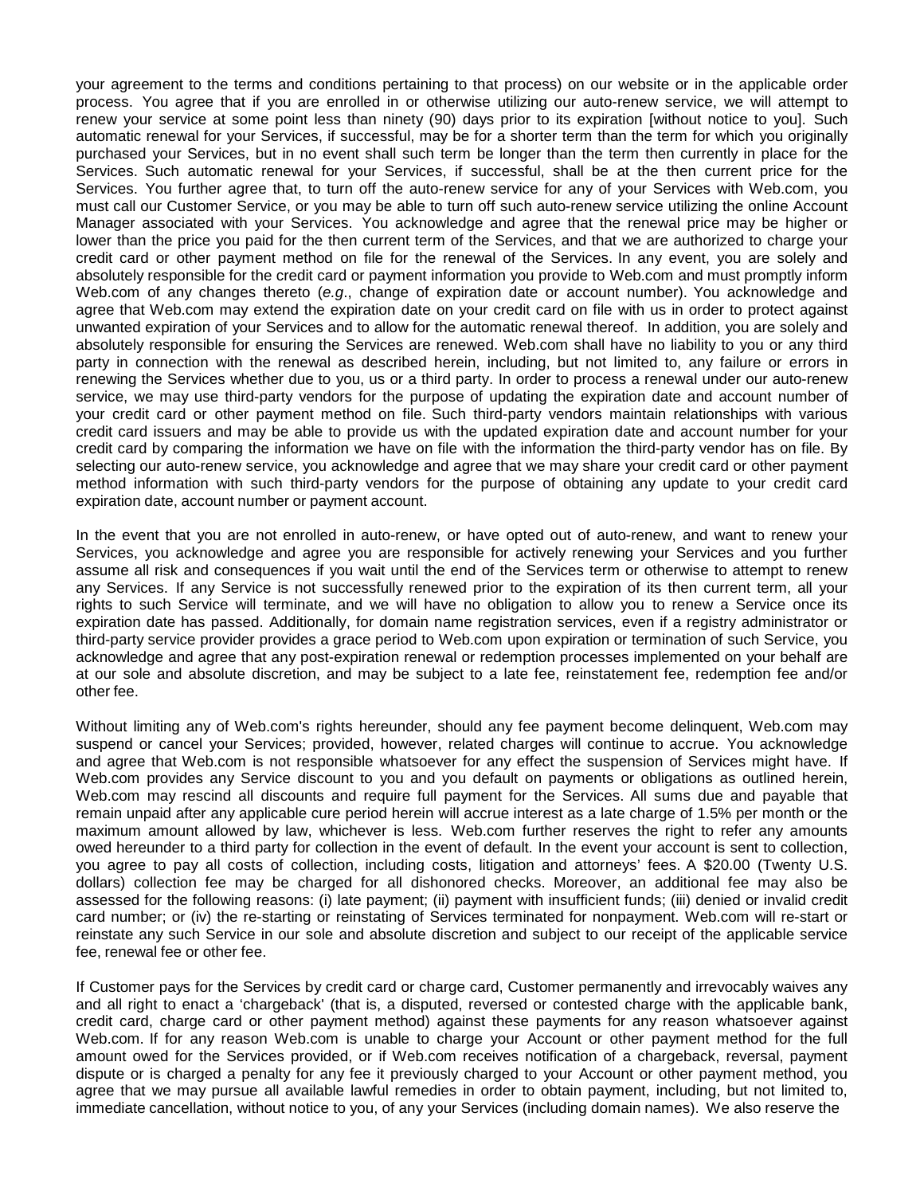your agreement to the terms and conditions pertaining to that process) on our website or in the applicable order process. You agree that if you are enrolled in or otherwise utilizing our auto-renew service, we will attempt to renew your service at some point less than ninety (90) days prior to its expiration [without notice to you]. Such automatic renewal for your Services, if successful, may be for a shorter term than the term for which you originally purchased your Services, but in no event shall such term be longer than the term then currently in place for the Services. Such automatic renewal for your Services, if successful, shall be at the then current price for the Services. You further agree that, to turn off the auto-renew service for any of your Services with Web.com, you must call our Customer Service, or you may be able to turn off such auto-renew service utilizing the online Account Manager associated with your Services. You acknowledge and agree that the renewal price may be higher or lower than the price you paid for the then current term of the Services, and that we are authorized to charge your credit card or other payment method on file for the renewal of the Services. In any event, you are solely and absolutely responsible for the credit card or payment information you provide to Web.com and must promptly inform Web.com of any changes thereto (*e.g*., change of expiration date or account number). You acknowledge and agree that Web.com may extend the expiration date on your credit card on file with us in order to protect against unwanted expiration of your Services and to allow for the automatic renewal thereof. In addition, you are solely and absolutely responsible for ensuring the Services are renewed. Web.com shall have no liability to you or any third party in connection with the renewal as described herein, including, but not limited to, any failure or errors in renewing the Services whether due to you, us or a third party. In order to process a renewal under our auto-renew service, we may use third-party vendors for the purpose of updating the expiration date and account number of your credit card or other payment method on file. Such third-party vendors maintain relationships with various credit card issuers and may be able to provide us with the updated expiration date and account number for your credit card by comparing the information we have on file with the information the third-party vendor has on file. By selecting our auto-renew service, you acknowledge and agree that we may share your credit card or other payment method information with such third-party vendors for the purpose of obtaining any update to your credit card expiration date, account number or payment account.

In the event that you are not enrolled in auto-renew, or have opted out of auto-renew, and want to renew your Services, you acknowledge and agree you are responsible for actively renewing your Services and you further assume all risk and consequences if you wait until the end of the Services term or otherwise to attempt to renew any Services. If any Service is not successfully renewed prior to the expiration of its then current term, all your rights to such Service will terminate, and we will have no obligation to allow you to renew a Service once its expiration date has passed. Additionally, for domain name registration services, even if a registry administrator or third-party service provider provides a grace period to Web.com upon expiration or termination of such Service, you acknowledge and agree that any post-expiration renewal or redemption processes implemented on your behalf are at our sole and absolute discretion, and may be subject to a late fee, reinstatement fee, redemption fee and/or other fee.

Without limiting any of Web.com's rights hereunder, should any fee payment become delinquent, Web.com may suspend or cancel your Services; provided, however, related charges will continue to accrue. You acknowledge and agree that Web.com is not responsible whatsoever for any effect the suspension of Services might have. If Web.com provides any Service discount to you and you default on payments or obligations as outlined herein, Web.com may rescind all discounts and require full payment for the Services. All sums due and payable that remain unpaid after any applicable cure period herein will accrue interest as a late charge of 1.5% per month or the maximum amount allowed by law, whichever is less. Web.com further reserves the right to refer any amounts owed hereunder to a third party for collection in the event of default. In the event your account is sent to collection, you agree to pay all costs of collection, including costs, litigation and attorneys' fees. A $20.00 (Twenty U.S. dollars) collection fee may be charged for all dishonored checks. Moreover, an additional fee may also be assessed for the following reasons: (i) late payment; (ii) payment with insufficient funds; (iii) denied or invalid credit card number; or (iv) the re-starting or reinstating of Services terminated for nonpayment. Web.com will re-start or reinstate any such Service in our sole and absolute discretion and subject to our receipt of the applicable service fee, renewal fee or other fee.

If Customer pays for the Services by credit card or charge card, Customer permanently and irrevocably waives any and all right to enact a 'chargeback' (that is, a disputed, reversed or contested charge with the applicable bank, credit card, charge card or other payment method) against these payments for any reason whatsoever against Web.com. If for any reason Web.com is unable to charge your Account or other payment method for the full amount owed for the Services provided, or if Web.com receives notification of a chargeback, reversal, payment dispute or is charged a penalty for any fee it previously charged to your Account or other payment method, you agree that we may pursue all available lawful remedies in order to obtain payment, including, but not limited to, immediate cancellation, without notice to you, of any your Services (including domain names). We also reserve the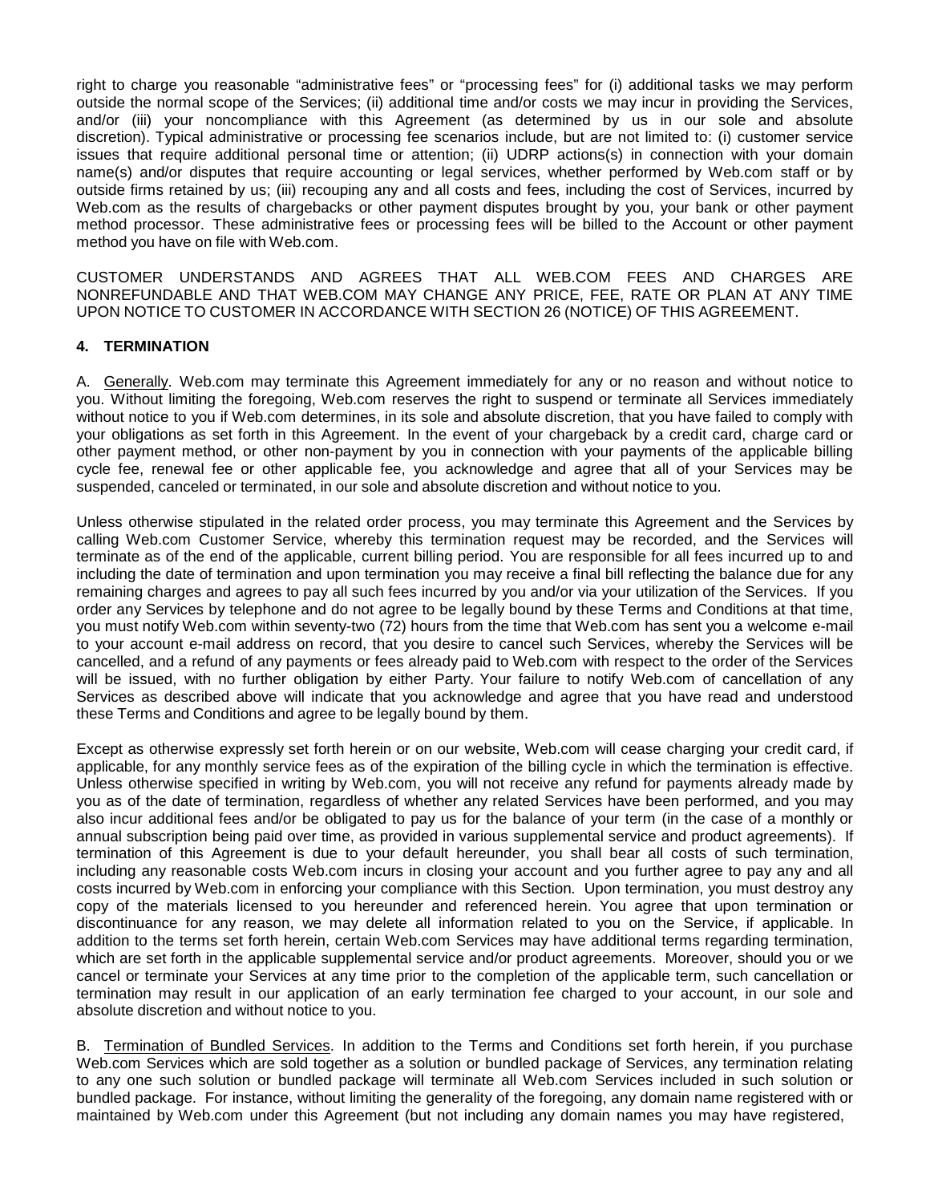right to charge you reasonable "administrative fees" or "processing fees" for (i) additional tasks we may perform outside the normal scope of the Services; (ii) additional time and/or costs we may incur in providing the Services, and/or (iii) your noncompliance with this Agreement (as determined by us in our sole and absolute discretion). Typical administrative or processing fee scenarios include, but are not limited to: (i) customer service issues that require additional personal time or attention; (ii) UDRP actions(s) in connection with your domain name(s) and/or disputes that require accounting or legal services, whether performed by Web.com staff or by outside firms retained by us; (iii) recouping any and all costs and fees, including the cost of Services, incurred by Web.com as the results of chargebacks or other payment disputes brought by you, your bank or other payment method processor. These administrative fees or processing fees will be billed to the Account or other payment method you have on file with Web.com.

CUSTOMER UNDERSTANDS AND AGREES THAT ALL WEB.COM FEES AND CHARGES ARE NONREFUNDABLE AND THAT WEB.COM MAY CHANGE ANY PRICE, FEE, RATE OR PLAN AT ANY TIME UPON NOTICE TO CUSTOMER IN ACCORDANCE WITH SECTION 26 (NOTICE) OF THIS AGREEMENT.

## 4. TERMINATION

A. Generally. Web.com may terminate this Agreement immediately for any or no reason and without notice to you. Without limiting the foregoing, Web.com reserves the right to suspend or terminate all Services immediately without notice to you if Web.com determines, in its sole and absolute discretion, that you have failed to comply with your obligations as set forth in this Agreement. In the event of your chargeback by a credit card, charge card or other payment method, or other non-payment by you in connection with your payments of the applicable billing cycle fee, renewal fee or other applicable fee, you acknowledge and agree that all of your Services may be suspended, canceled or terminated, in our sole and absolute discretion and without notice to you.

Unless otherwise stipulated in the related order process, you may terminate this Agreement and the Services by calling Web.com Customer Service, whereby this termination request may be recorded, and the Services will terminate as of the end of the applicable, current billing period. You are responsible for all fees incurred up to and including the date of termination and upon termination you may receive a final bill reflecting the balance due for any remaining charges and agrees to pay all such fees incurred by you and/or via your utilization of the Services. If you order any Services by telephone and do not agree to be legally bound by these Terms and Conditions at that time, you must notify Web.com within seventy-two (72) hours from the time that Web.com has sent you a welcome e-mail to your account e-mail address on record, that you desire to cancel such Services, whereby the Services will be cancelled, and a refund of any payments or fees already paid to Web.com with respect to the order of the Services will be issued, with no further obligation by either Party. Your failure to notify Web.com of cancellation of any Services as described above will indicate that you acknowledge and agree that you have read and understood these Terms and Conditions and agree to be legally bound by them.

Except as otherwise expressly set forth herein or on our website, Web.com will cease charging your credit card, if applicable, for any monthly service fees as of the expiration of the billing cycle in which the termination is effective. Unless otherwise specified in writing by Web.com, you will not receive any refund for payments already made by you as of the date of termination, regardless of whether any related Services have been performed, and you may also incur additional fees and/or be obligated to pay us for the balance of your term (in the case of a monthly or annual subscription being paid over time, as provided in various supplemental service and product agreements). If termination of this Agreement is due to your default hereunder, you shall bear all costs of such termination, including any reasonable costs Web.com incurs in closing your account and you further agree to pay any and all costs incurred by Web.com in enforcing your compliance with this Section. Upon termination, you must destroy any copy of the materials licensed to you hereunder and referenced herein. You agree that upon termination or discontinuance for any reason, we may delete all information related to you on the Service, if applicable. In addition to the terms set forth herein, certain Web.com Services may have additional terms regarding termination, which are set forth in the applicable supplemental service and/or product agreements. Moreover, should you or we cancel or terminate your Services at any time prior to the completion of the applicable term, such cancellation or termination may result in our application of an early termination fee charged to your account, in our sole and absolute discretion and without notice to you.

B. Termination of Bundled Services. In addition to the Terms and Conditions set forth herein, if you purchase Web.com Services which are sold together as a solution or bundled package of Services, any termination relating to any one such solution or bundled package will terminate all Web.com Services included in such solution or bundled package. For instance, without limiting the generality of the foregoing, any domain name registered with or maintained by Web.com under this Agreement (but not including any domain names you may have registered,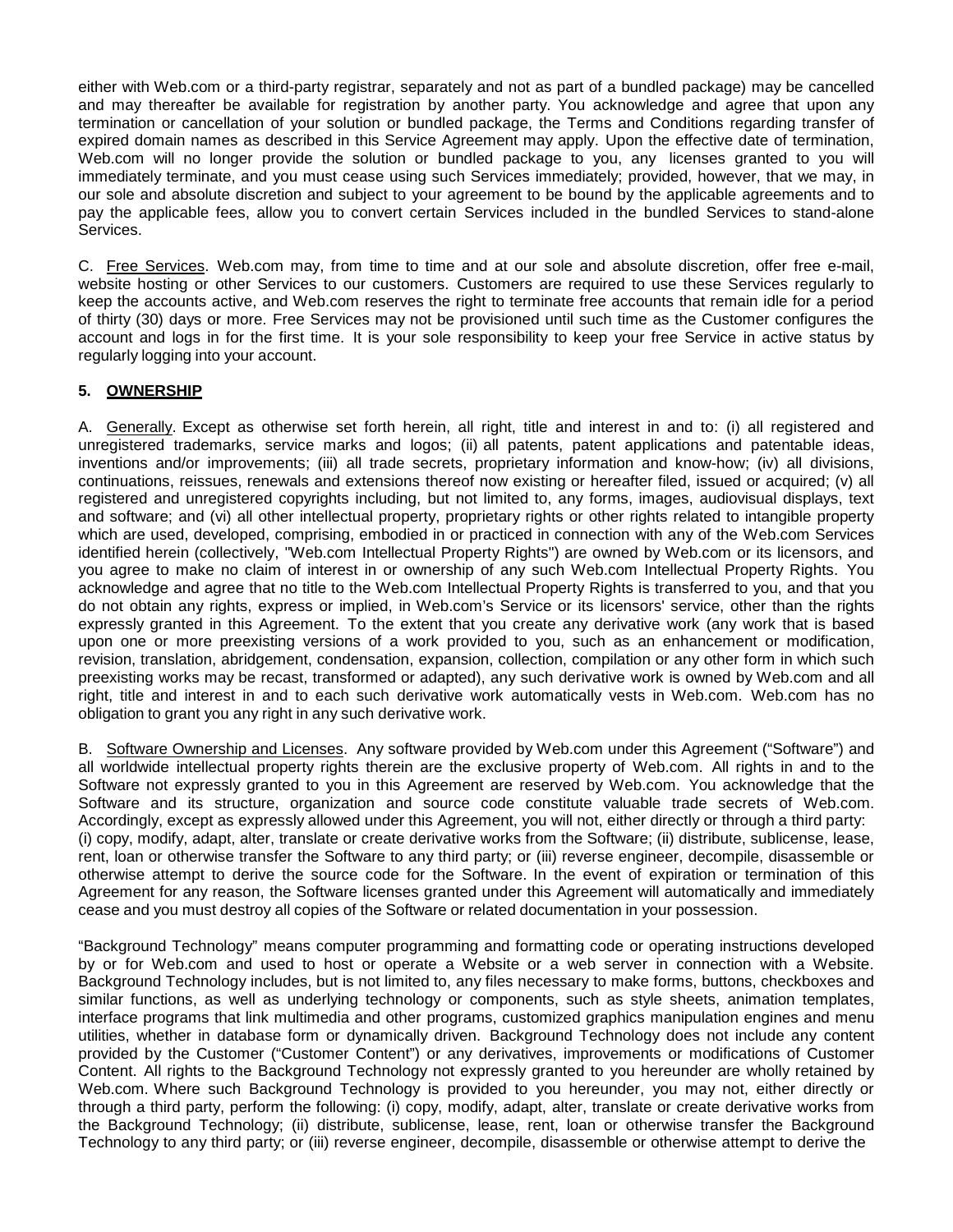either with Web.com or a third-party registrar, separately and not as part of a bundled package) may be cancelled and may thereafter be available for registration by another party. You acknowledge and agree that upon any termination or cancellation of your solution or bundled package, the Terms and Conditions regarding transfer of expired domain names as described in this Service Agreement may apply. Upon the effective date of termination, Web.com will no longer provide the solution or bundled package to you, any licenses granted to you will immediately terminate, and you must cease using such Services immediately; provided, however, that we may, in our sole and absolute discretion and subject to your agreement to be bound by the applicable agreements and to pay the applicable fees, allow you to convert certain Services included in the bundled Services to stand-alone Services.

C. Free Services. Web.com may, from time to time and at our sole and absolute discretion, offer free e-mail, website hosting or other Services to our customers. Customers are required to use these Services regularly to keep the accounts active, and Web.com reserves the right to terminate free accounts that remain idle for a period of thirty (30) days or more. Free Services may not be provisioned until such time as the Customer configures the account and logs in for the first time. It is your sole responsibility to keep your free Service in active status by regularly logging into your account.

## 5. OWNERSHIP

A. Generally. Except as otherwise set forth herein, all right, title and interest in and to: (i) all registered and unregistered trademarks, service marks and logos; (ii) all patents, patent applications and patentable ideas, inventions and/or improvements; (iii) all trade secrets, proprietary information and know-how; (iv) all divisions, continuations, reissues, renewals and extensions thereof now existing or hereafter filed, issued or acquired; (v) all registered and unregistered copyrights including, but not limited to, any forms, images, audiovisual displays, text and software; and (vi) all other intellectual property, proprietary rights or other rights related to intangible property which are used, developed, comprising, embodied in or practiced in connection with any of the Web.com Services identified herein (collectively, "Web.com Intellectual Property Rights") are owned by Web.com or its licensors, and you agree to make no claim of interest in or ownership of any such Web.com Intellectual Property Rights. You acknowledge and agree that no title to the Web.com Intellectual Property Rights is transferred to you, and that you do not obtain any rights, express or implied, in Web.com's Service or its licensors' service, other than the rights expressly granted in this Agreement. To the extent that you create any derivative work (any work that is based upon one or more preexisting versions of a work provided to you, such as an enhancement or modification, revision, translation, abridgement, condensation, expansion, collection, compilation or any other form in which such preexisting works may be recast, transformed or adapted), any such derivative work is owned by Web.com and all right, title and interest in and to each such derivative work automatically vests in Web.com. Web.com has no obligation to grant you any right in any such derivative work.

B. Software Ownership and Licenses. Any software provided by Web.com under this Agreement ("Software") and all worldwide intellectual property rights therein are the exclusive property of Web.com. All rights in and to the Software not expressly granted to you in this Agreement are reserved by Web.com. You acknowledge that the Software and its structure, organization and source code constitute valuable trade secrets of Web.com. Accordingly, except as expressly allowed under this Agreement, you will not, either directly or through a third party: (i) copy, modify, adapt, alter, translate or create derivative works from the Software; (ii) distribute, sublicense, lease, rent, loan or otherwise transfer the Software to any third party; or (iii) reverse engineer, decompile, disassemble or otherwise attempt to derive the source code for the Software. In the event of expiration or termination of this Agreement for any reason, the Software licenses granted under this Agreement will automatically and immediately cease and you must destroy all copies of the Software or related documentation in your possession.

"Background Technology" means computer programming and formatting code or operating instructions developed by or for Web.com and used to host or operate a Website or a web server in connection with a Website. Background Technology includes, but is not limited to, any files necessary to make forms, buttons, checkboxes and similar functions, as well as underlying technology or components, such as style sheets, animation templates, interface programs that link multimedia and other programs, customized graphics manipulation engines and menu utilities, whether in database form or dynamically driven. Background Technology does not include any content provided by the Customer ("Customer Content") or any derivatives, improvements or modifications of Customer Content. All rights to the Background Technology not expressly granted to you hereunder are wholly retained by Web.com. Where such Background Technology is provided to you hereunder, you may not, either directly or through a third party, perform the following: (i) copy, modify, adapt, alter, translate or create derivative works from the Background Technology; (ii) distribute, sublicense, lease, rent, loan or otherwise transfer the Background Technology to any third party; or (iii) reverse engineer, decompile, disassemble or otherwise attempt to derive the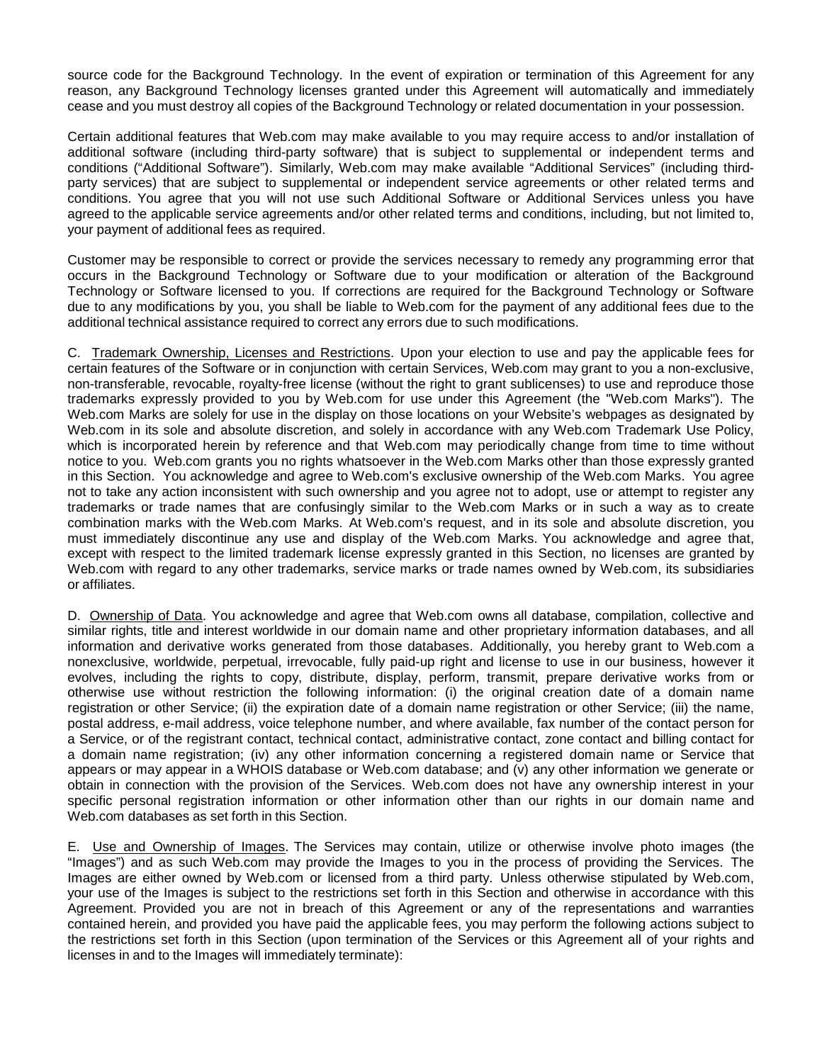source code for the Background Technology. In the event of expiration or termination of this Agreement for any reason, any Background Technology licenses granted under this Agreement will automatically and immediately cease and you must destroy all copies of the Background Technology or related documentation in your possession.

Certain additional features that Web.com may make available to you may require access to and/or installation of additional software (including third-party software) that is subject to supplemental or independent terms and conditions ("Additional Software"). Similarly, Web.com may make available "Additional Services" (including third-party services) that are subject to supplemental or independent service agreements or other related terms and conditions. You agree that you will not use such Additional Software or Additional Services unless you have agreed to the applicable service agreements and/or other related terms and conditions, including, but not limited to, your payment of additional fees as required.

Customer may be responsible to correct or provide the services necessary to remedy any programming error that occurs in the Background Technology or Software due to your modification or alteration of the Background Technology or Software licensed to you. If corrections are required for the Background Technology or Software due to any modifications by you, you shall be liable to Web.com for the payment of any additional fees due to the additional technical assistance required to correct any errors due to such modifications.

C. Trademark Ownership, Licenses and Restrictions. Upon your election to use and pay the applicable fees for certain features of the Software or in conjunction with certain Services, Web.com may grant to you a non-exclusive, non-transferable, revocable, royalty-free license (without the right to grant sublicenses) to use and reproduce those trademarks expressly provided to you by Web.com for use under this Agreement (the "Web.com Marks"). The Web.com Marks are solely for use in the display on those locations on your Website's webpages as designated by Web.com in its sole and absolute discretion, and solely in accordance with any Web.com Trademark Use Policy, which is incorporated herein by reference and that Web.com may periodically change from time to time without notice to you. Web.com grants you no rights whatsoever in the Web.com Marks other than those expressly granted in this Section. You acknowledge and agree to Web.com's exclusive ownership of the Web.com Marks. You agree not to take any action inconsistent with such ownership and you agree not to adopt, use or attempt to register any trademarks or trade names that are confusingly similar to the Web.com Marks or in such a way as to create combination marks with the Web.com Marks. At Web.com's request, and in its sole and absolute discretion, you must immediately discontinue any use and display of the Web.com Marks. You acknowledge and agree that, except with respect to the limited trademark license expressly granted in this Section, no licenses are granted by Web.com with regard to any other trademarks, service marks or trade names owned by Web.com, its subsidiaries or affiliates.

D. Ownership of Data. You acknowledge and agree that Web.com owns all database, compilation, collective and similar rights, title and interest worldwide in our domain name and other proprietary information databases, and all information and derivative works generated from those databases. Additionally, you hereby grant to Web.com a nonexclusive, worldwide, perpetual, irrevocable, fully paid-up right and license to use in our business, however it evolves, including the rights to copy, distribute, display, perform, transmit, prepare derivative works from or otherwise use without restriction the following information: (i) the original creation date of a domain name registration or other Service; (ii) the expiration date of a domain name registration or other Service; (iii) the name, postal address, e-mail address, voice telephone number, and where available, fax number of the contact person for a Service, or of the registrant contact, technical contact, administrative contact, zone contact and billing contact for a domain name registration; (iv) any other information concerning a registered domain name or Service that appears or may appear in a WHOIS database or Web.com database; and (v) any other information we generate or obtain in connection with the provision of the Services. Web.com does not have any ownership interest in your specific personal registration information or other information other than our rights in our domain name and Web.com databases as set forth in this Section.

E. Use and Ownership of Images. The Services may contain, utilize or otherwise involve photo images (the "Images") and as such Web.com may provide the Images to you in the process of providing the Services. The Images are either owned by Web.com or licensed from a third party. Unless otherwise stipulated by Web.com, your use of the Images is subject to the restrictions set forth in this Section and otherwise in accordance with this Agreement. Provided you are not in breach of this Agreement or any of the representations and warranties contained herein, and provided you have paid the applicable fees, you may perform the following actions subject to the restrictions set forth in this Section (upon termination of the Services or this Agreement all of your rights and licenses in and to the Images will immediately terminate):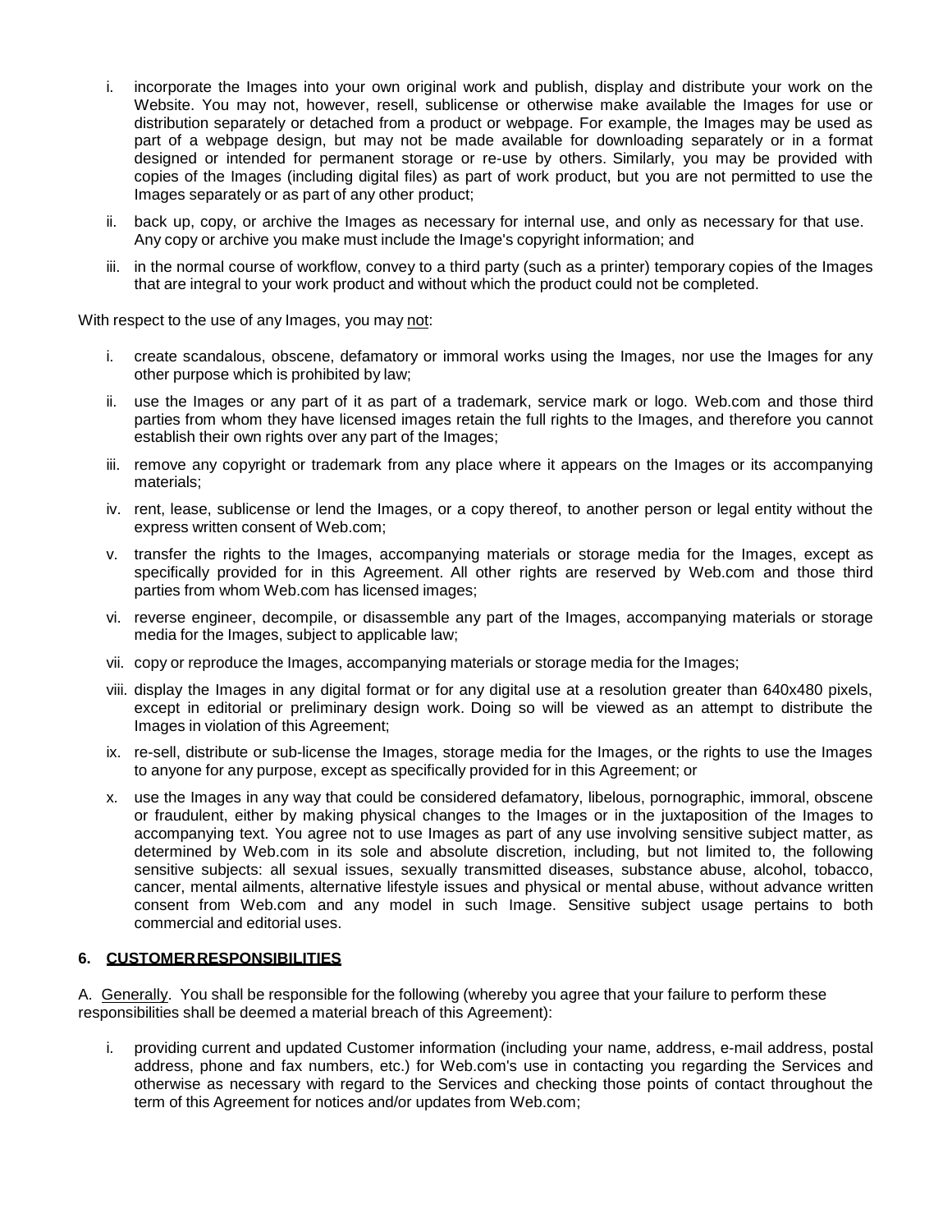i. incorporate the Images into your own original work and publish, display and distribute your work on the Website. You may not, however, resell, sublicense or otherwise make available the Images for use or distribution separately or detached from a product or webpage. For example, the Images may be used as part of a webpage design, but may not be made available for downloading separately or in a format designed or intended for permanent storage or re-use by others. Similarly, you may be provided with copies of the Images (including digital files) as part of work product, but you are not permitted to use the Images separately or as part of any other product;

ii. back up, copy, or archive the Images as necessary for internal use, and only as necessary for that use. Any copy or archive you make must include the Image's copyright information; and

iii. in the normal course of workflow, convey to a third party (such as a printer) temporary copies of the Images that are integral to your work product and without which the product could not be completed.

With respect to the use of any Images, you may <u>not</u>:

i. create scandalous, obscene, defamatory or immoral works using the Images, nor use the Images for any other purpose which is prohibited by law;

ii. use the Images or any part of it as part of a trademark, service mark or logo. Web.com and those third parties from whom they have licensed images retain the full rights to the Images, and therefore you cannot establish their own rights over any part of the Images;

iii. remove any copyright or trademark from any place where it appears on the Images or its accompanying materials;

iv. rent, lease, sublicense or lend the Images, or a copy thereof, to another person or legal entity without the express written consent of Web.com;

v. transfer the rights to the Images, accompanying materials or storage media for the Images, except as specifically provided for in this Agreement. All other rights are reserved by Web.com and those third parties from whom Web.com has licensed images;

vi. reverse engineer, decompile, or disassemble any part of the Images, accompanying materials or storage media for the Images, subject to applicable law;

vii. copy or reproduce the Images, accompanying materials or storage media for the Images;

viii. display the Images in any digital format or for any digital use at a resolution greater than 640x480 pixels, except in editorial or preliminary design work. Doing so will be viewed as an attempt to distribute the Images in violation of this Agreement;

ix. re-sell, distribute or sub-license the Images, storage media for the Images, or the rights to use the Images to anyone for any purpose, except as specifically provided for in this Agreement; or

x. use the Images in any way that could be considered defamatory, libelous, pornographic, immoral, obscene or fraudulent, either by making physical changes to the Images or in the juxtaposition of the Images to accompanying text. You agree not to use Images as part of any use involving sensitive subject matter, as determined by Web.com in its sole and absolute discretion, including, but not limited to, the following sensitive subjects: all sexual issues, sexually transmitted diseases, substance abuse, alcohol, tobacco, cancer, mental ailments, alternative lifestyle issues and physical or mental abuse, without advance written consent from Web.com and any model in such Image. Sensitive subject usage pertains to both commercial and editorial uses.

### 6. <u>CUSTOMER RESPONSIBILITIES</u>

A. <u>Generally</u>. You shall be responsible for the following (whereby you agree that your failure to perform these responsibilities shall be deemed a material breach of this Agreement):

i. providing current and updated Customer information (including your name, address, e-mail address, postal address, phone and fax numbers, etc.) for Web.com's use in contacting you regarding the Services and otherwise as necessary with regard to the Services and checking those points of contact throughout the term of this Agreement for notices and/or updates from Web.com;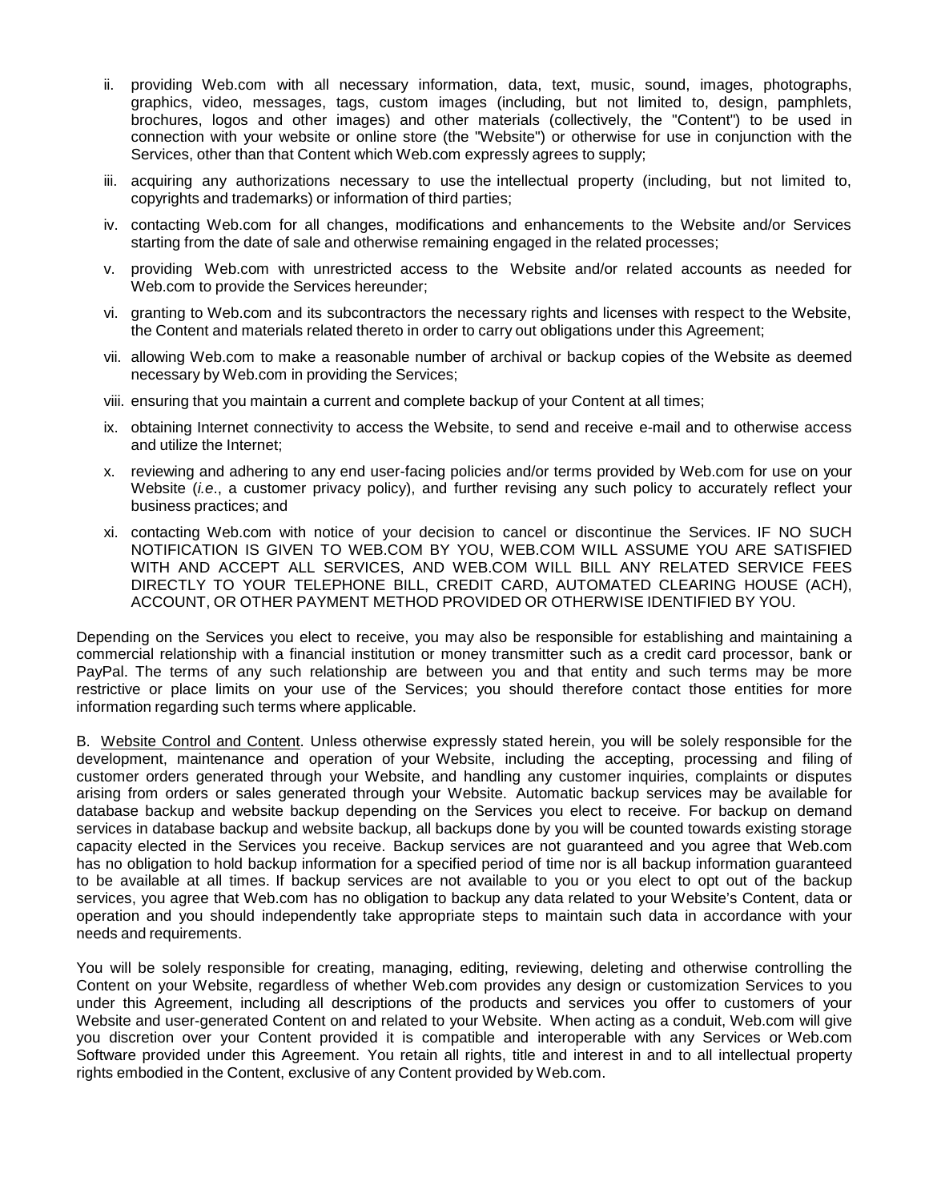ii. providing Web.com with all necessary information, data, text, music, sound, images, photographs, graphics, video, messages, tags, custom images (including, but not limited to, design, pamphlets, brochures, logos and other images) and other materials (collectively, the "Content") to be used in connection with your website or online store (the "Website") or otherwise for use in conjunction with the Services, other than that Content which Web.com expressly agrees to supply;

iii. acquiring any authorizations necessary to use the intellectual property (including, but not limited to, copyrights and trademarks) or information of third parties;

iv. contacting Web.com for all changes, modifications and enhancements to the Website and/or Services starting from the date of sale and otherwise remaining engaged in the related processes;

v. providing Web.com with unrestricted access to the Website and/or related accounts as needed for Web.com to provide the Services hereunder;

vi. granting to Web.com and its subcontractors the necessary rights and licenses with respect to the Website, the Content and materials related thereto in order to carry out obligations under this Agreement;

vii. allowing Web.com to make a reasonable number of archival or backup copies of the Website as deemed necessary by Web.com in providing the Services;

viii. ensuring that you maintain a current and complete backup of your Content at all times;

ix. obtaining Internet connectivity to access the Website, to send and receive e-mail and to otherwise access and utilize the Internet;

x. reviewing and adhering to any end user-facing policies and/or terms provided by Web.com for use on your Website (*i.e.*, a customer privacy policy), and further revising any such policy to accurately reflect your business practices; and

xi. contacting Web.com with notice of your decision to cancel or discontinue the Services. IF NO SUCH NOTIFICATION IS GIVEN TO WEB.COM BY YOU, WEB.COM WILL ASSUME YOU ARE SATISFIED WITH AND ACCEPT ALL SERVICES, AND WEB.COM WILL BILL ANY RELATED SERVICE FEES DIRECTLY TO YOUR TELEPHONE BILL, CREDIT CARD, AUTOMATED CLEARING HOUSE (ACH), ACCOUNT, OR OTHER PAYMENT METHOD PROVIDED OR OTHERWISE IDENTIFIED BY YOU.

Depending on the Services you elect to receive, you may also be responsible for establishing and maintaining a commercial relationship with a financial institution or money transmitter such as a credit card processor, bank or PayPal. The terms of any such relationship are between you and that entity and such terms may be more restrictive or place limits on your use of the Services; you should therefore contact those entities for more information regarding such terms where applicable.

B. Website Control and Content. Unless otherwise expressly stated herein, you will be solely responsible for the development, maintenance and operation of your Website, including the accepting, processing and filing of customer orders generated through your Website, and handling any customer inquiries, complaints or disputes arising from orders or sales generated through your Website. Automatic backup services may be available for database backup and website backup depending on the Services you elect to receive. For backup on demand services in database backup and website backup, all backups done by you will be counted towards existing storage capacity elected in the Services you receive. Backup services are not guaranteed and you agree that Web.com has no obligation to hold backup information for a specified period of time nor is all backup information guaranteed to be available at all times. If backup services are not available to you or you elect to opt out of the backup services, you agree that Web.com has no obligation to backup any data related to your Website's Content, data or operation and you should independently take appropriate steps to maintain such data in accordance with your needs and requirements.

You will be solely responsible for creating, managing, editing, reviewing, deleting and otherwise controlling the Content on your Website, regardless of whether Web.com provides any design or customization Services to you under this Agreement, including all descriptions of the products and services you offer to customers of your Website and user-generated Content on and related to your Website. When acting as a conduit, Web.com will give you discretion over your Content provided it is compatible and interoperable with any Services or Web.com Software provided under this Agreement. You retain all rights, title and interest in and to all intellectual property rights embodied in the Content, exclusive of any Content provided by Web.com.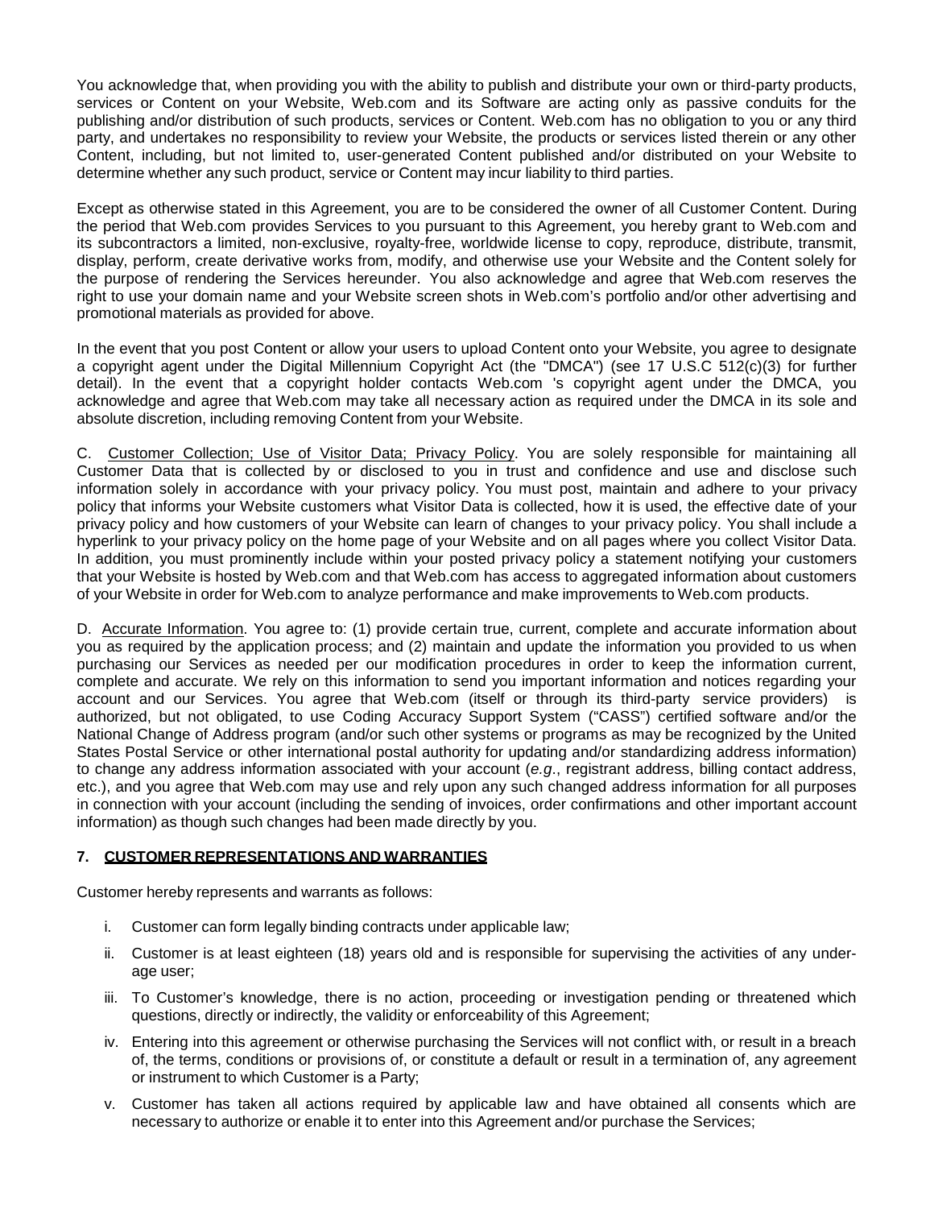You acknowledge that, when providing you with the ability to publish and distribute your own or third-party products, services or Content on your Website, Web.com and its Software are acting only as passive conduits for the publishing and/or distribution of such products, services or Content. Web.com has no obligation to you or any third party, and undertakes no responsibility to review your Website, the products or services listed therein or any other Content, including, but not limited to, user-generated Content published and/or distributed on your Website to determine whether any such product, service or Content may incur liability to third parties.

Except as otherwise stated in this Agreement, you are to be considered the owner of all Customer Content. During the period that Web.com provides Services to you pursuant to this Agreement, you hereby grant to Web.com and its subcontractors a limited, non-exclusive, royalty-free, worldwide license to copy, reproduce, distribute, transmit, display, perform, create derivative works from, modify, and otherwise use your Website and the Content solely for the purpose of rendering the Services hereunder. You also acknowledge and agree that Web.com reserves the right to use your domain name and your Website screen shots in Web.com's portfolio and/or other advertising and promotional materials as provided for above.

In the event that you post Content or allow your users to upload Content onto your Website, you agree to designate a copyright agent under the Digital Millennium Copyright Act (the "DMCA") (see 17 U.S.C 512(c)(3) for further detail). In the event that a copyright holder contacts Web.com 's copyright agent under the DMCA, you acknowledge and agree that Web.com may take all necessary action as required under the DMCA in its sole and absolute discretion, including removing Content from your Website.

C. Customer Collection; Use of Visitor Data; Privacy Policy. You are solely responsible for maintaining all Customer Data that is collected by or disclosed to you in trust and confidence and use and disclose such information solely in accordance with your privacy policy. You must post, maintain and adhere to your privacy policy that informs your Website customers what Visitor Data is collected, how it is used, the effective date of your privacy policy and how customers of your Website can learn of changes to your privacy policy. You shall include a hyperlink to your privacy policy on the home page of your Website and on all pages where you collect Visitor Data. In addition, you must prominently include within your posted privacy policy a statement notifying your customers that your Website is hosted by Web.com and that Web.com has access to aggregated information about customers of your Website in order for Web.com to analyze performance and make improvements to Web.com products.

D. Accurate Information. You agree to: (1) provide certain true, current, complete and accurate information about you as required by the application process; and (2) maintain and update the information you provided to us when purchasing our Services as needed per our modification procedures in order to keep the information current, complete and accurate. We rely on this information to send you important information and notices regarding your account and our Services. You agree that Web.com (itself or through its third-party service providers) is authorized, but not obligated, to use Coding Accuracy Support System ("CASS") certified software and/or the National Change of Address program (and/or such other systems or programs as may be recognized by the United States Postal Service or other international postal authority for updating and/or standardizing address information) to change any address information associated with your account (*e.g*., registrant address, billing contact address, etc.), and you agree that Web.com may use and rely upon any such changed address information for all purposes in connection with your account (including the sending of invoices, order confirmations and other important account information) as though such changes had been made directly by you.

## 7. CUSTOMER REPRESENTATIONS AND WARRANTIES

Customer hereby represents and warrants as follows:

i. Customer can form legally binding contracts under applicable law;

ii. Customer is at least eighteen (18) years old and is responsible for supervising the activities of any under-age user;

iii. To Customer's knowledge, there is no action, proceeding or investigation pending or threatened which questions, directly or indirectly, the validity or enforceability of this Agreement;

iv. Entering into this agreement or otherwise purchasing the Services will not conflict with, or result in a breach of, the terms, conditions or provisions of, or constitute a default or result in a termination of, any agreement or instrument to which Customer is a Party;

v. Customer has taken all actions required by applicable law and have obtained all consents which are necessary to authorize or enable it to enter into this Agreement and/or purchase the Services;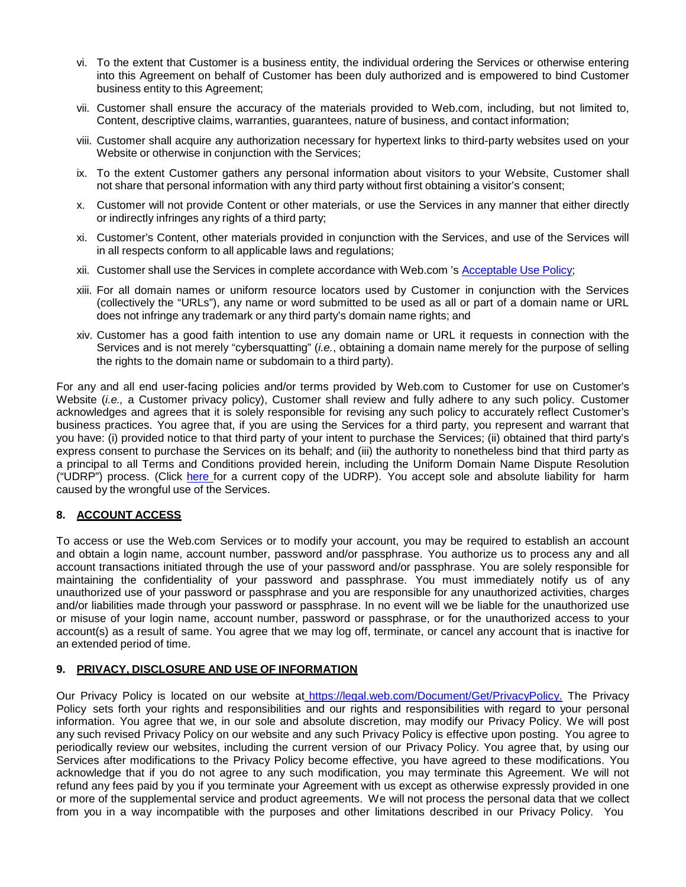vi. To the extent that Customer is a business entity, the individual ordering the Services or otherwise entering into this Agreement on behalf of Customer has been duly authorized and is empowered to bind Customer business entity to this Agreement;

vii. Customer shall ensure the accuracy of the materials provided to Web.com, including, but not limited to, Content, descriptive claims, warranties, guarantees, nature of business, and contact information;

viii. Customer shall acquire any authorization necessary for hypertext links to third-party websites used on your Website or otherwise in conjunction with the Services;

ix. To the extent Customer gathers any personal information about visitors to your Website, Customer shall not share that personal information with any third party without first obtaining a visitor's consent;

x. Customer will not provide Content or other materials, or use the Services in any manner that either directly or indirectly infringes any rights of a third party;

xi. Customer's Content, other materials provided in conjunction with the Services, and use of the Services will in all respects conform to all applicable laws and regulations;

xii. Customer shall use the Services in complete accordance with Web.com 's [Acceptable Use Policy];

xiii. For all domain names or uniform resource locators used by Customer in conjunction with the Services (collectively the "URLs"), any name or word submitted to be used as all or part of a domain name or URL does not infringe any trademark or any third party's domain name rights; and

xiv. Customer has a good faith intention to use any domain name or URL it requests in connection with the Services and is not merely "cybersquatting" (*i.e.*, obtaining a domain name merely for the purpose of selling the rights to the domain name or subdomain to a third party).

For any and all end user-facing policies and/or terms provided by Web.com to Customer for use on Customer's Website (*i.e.,* a Customer privacy policy), Customer shall review and fully adhere to any such policy. Customer acknowledges and agrees that it is solely responsible for revising any such policy to accurately reflect Customer's business practices. You agree that, if you are using the Services for a third party, you represent and warrant that you have: (i) provided notice to that third party of your intent to purchase the Services; (ii) obtained that third party's express consent to purchase the Services on its behalf; and (iii) the authority to nonetheless bind that third party as a principal to all Terms and Conditions provided herein, including the Uniform Domain Name Dispute Resolution ("UDRP") process. (Click here for a current copy of the UDRP). You accept sole and absolute liability for harm caused by the wrongful use of the Services.

## 8. ACCOUNT ACCESS

To access or use the Web.com Services or to modify your account, you may be required to establish an account and obtain a login name, account number, password and/or passphrase. You authorize us to process any and all account transactions initiated through the use of your password and/or passphrase. You are solely responsible for maintaining the confidentiality of your password and passphrase. You must immediately notify us of any unauthorized use of your password or passphrase and you are responsible for any unauthorized activities, charges and/or liabilities made through your password or passphrase. In no event will we be liable for the unauthorized use or misuse of your login name, account number, password or passphrase, or for the unauthorized access to your account(s) as a result of same. You agree that we may log off, terminate, or cancel any account that is inactive for an extended period of time.

## 9. PRIVACY, DISCLOSURE AND USE OF INFORMATION

Our Privacy Policy is located on our website at https://legal.web.com/Document/Get/PrivacyPolicy. The Privacy Policy sets forth your rights and responsibilities and our rights and responsibilities with regard to your personal information. You agree that we, in our sole and absolute discretion, may modify our Privacy Policy. We will post any such revised Privacy Policy on our website and any such Privacy Policy is effective upon posting. You agree to periodically review our websites, including the current version of our Privacy Policy. You agree that, by using our Services after modifications to the Privacy Policy become effective, you have agreed to these modifications. You acknowledge that if you do not agree to any such modification, you may terminate this Agreement. We will not refund any fees paid by you if you terminate your Agreement with us except as otherwise expressly provided in one or more of the supplemental service and product agreements. We will not process the personal data that we collect from you in a way incompatible with the purposes and other limitations described in our Privacy Policy. You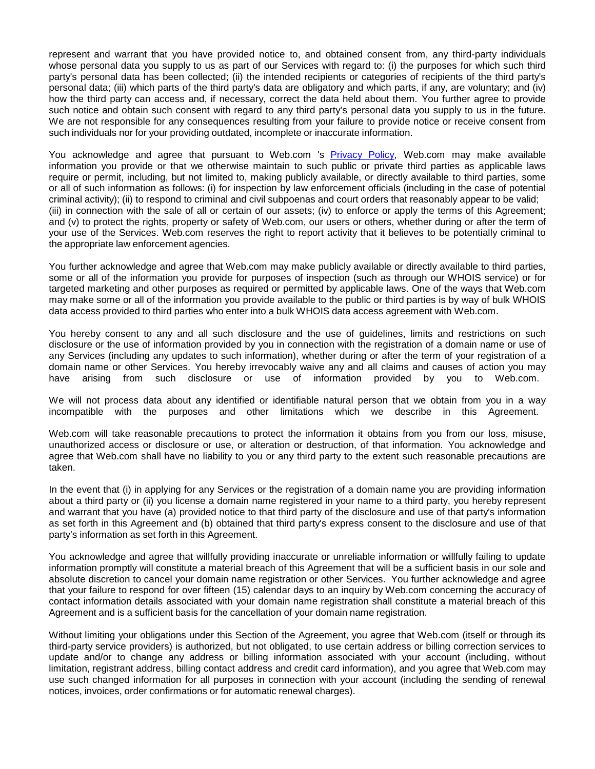represent and warrant that you have provided notice to, and obtained consent from, any third-party individuals whose personal data you supply to us as part of our Services with regard to: (i) the purposes for which such third party's personal data has been collected; (ii) the intended recipients or categories of recipients of the third party's personal data; (iii) which parts of the third party's data are obligatory and which parts, if any, are voluntary; and (iv) how the third party can access and, if necessary, correct the data held about them. You further agree to provide such notice and obtain such consent with regard to any third party's personal data you supply to us in the future. We are not responsible for any consequences resulting from your failure to provide notice or receive consent from such individuals nor for your providing outdated, incomplete or inaccurate information.

You acknowledge and agree that pursuant to Web.com 's Privacy Policy, Web.com may make available information you provide or that we otherwise maintain to such public or private third parties as applicable laws require or permit, including, but not limited to, making publicly available, or directly available to third parties, some or all of such information as follows: (i) for inspection by law enforcement officials (including in the case of potential criminal activity); (ii) to respond to criminal and civil subpoenas and court orders that reasonably appear to be valid; (iii) in connection with the sale of all or certain of our assets; (iv) to enforce or apply the terms of this Agreement; and (v) to protect the rights, property or safety of Web.com, our users or others, whether during or after the term of your use of the Services. Web.com reserves the right to report activity that it believes to be potentially criminal to the appropriate law enforcement agencies.

You further acknowledge and agree that Web.com may make publicly available or directly available to third parties, some or all of the information you provide for purposes of inspection (such as through our WHOIS service) or for targeted marketing and other purposes as required or permitted by applicable laws. One of the ways that Web.com may make some or all of the information you provide available to the public or third parties is by way of bulk WHOIS data access provided to third parties who enter into a bulk WHOIS data access agreement with Web.com.

You hereby consent to any and all such disclosure and the use of guidelines, limits and restrictions on such disclosure or the use of information provided by you in connection with the registration of a domain name or use of any Services (including any updates to such information), whether during or after the term of your registration of a domain name or other Services. You hereby irrevocably waive any and all claims and causes of action you may have arising from such disclosure or use of information provided by you to Web.com.

We will not process data about any identified or identifiable natural person that we obtain from you in a way incompatible with the purposes and other limitations which we describe in this Agreement.

Web.com will take reasonable precautions to protect the information it obtains from you from our loss, misuse, unauthorized access or disclosure or use, or alteration or destruction, of that information. You acknowledge and agree that Web.com shall have no liability to you or any third party to the extent such reasonable precautions are taken.

In the event that (i) in applying for any Services or the registration of a domain name you are providing information about a third party or (ii) you license a domain name registered in your name to a third party, you hereby represent and warrant that you have (a) provided notice to that third party of the disclosure and use of that party's information as set forth in this Agreement and (b) obtained that third party's express consent to the disclosure and use of that party's information as set forth in this Agreement.

You acknowledge and agree that willfully providing inaccurate or unreliable information or willfully failing to update information promptly will constitute a material breach of this Agreement that will be a sufficient basis in our sole and absolute discretion to cancel your domain name registration or other Services. You further acknowledge and agree that your failure to respond for over fifteen (15) calendar days to an inquiry by Web.com concerning the accuracy of contact information details associated with your domain name registration shall constitute a material breach of this Agreement and is a sufficient basis for the cancellation of your domain name registration.

Without limiting your obligations under this Section of the Agreement, you agree that Web.com (itself or through its third-party service providers) is authorized, but not obligated, to use certain address or billing correction services to update and/or to change any address or billing information associated with your account (including, without limitation, registrant address, billing contact address and credit card information), and you agree that Web.com may use such changed information for all purposes in connection with your account (including the sending of renewal notices, invoices, order confirmations or for automatic renewal charges).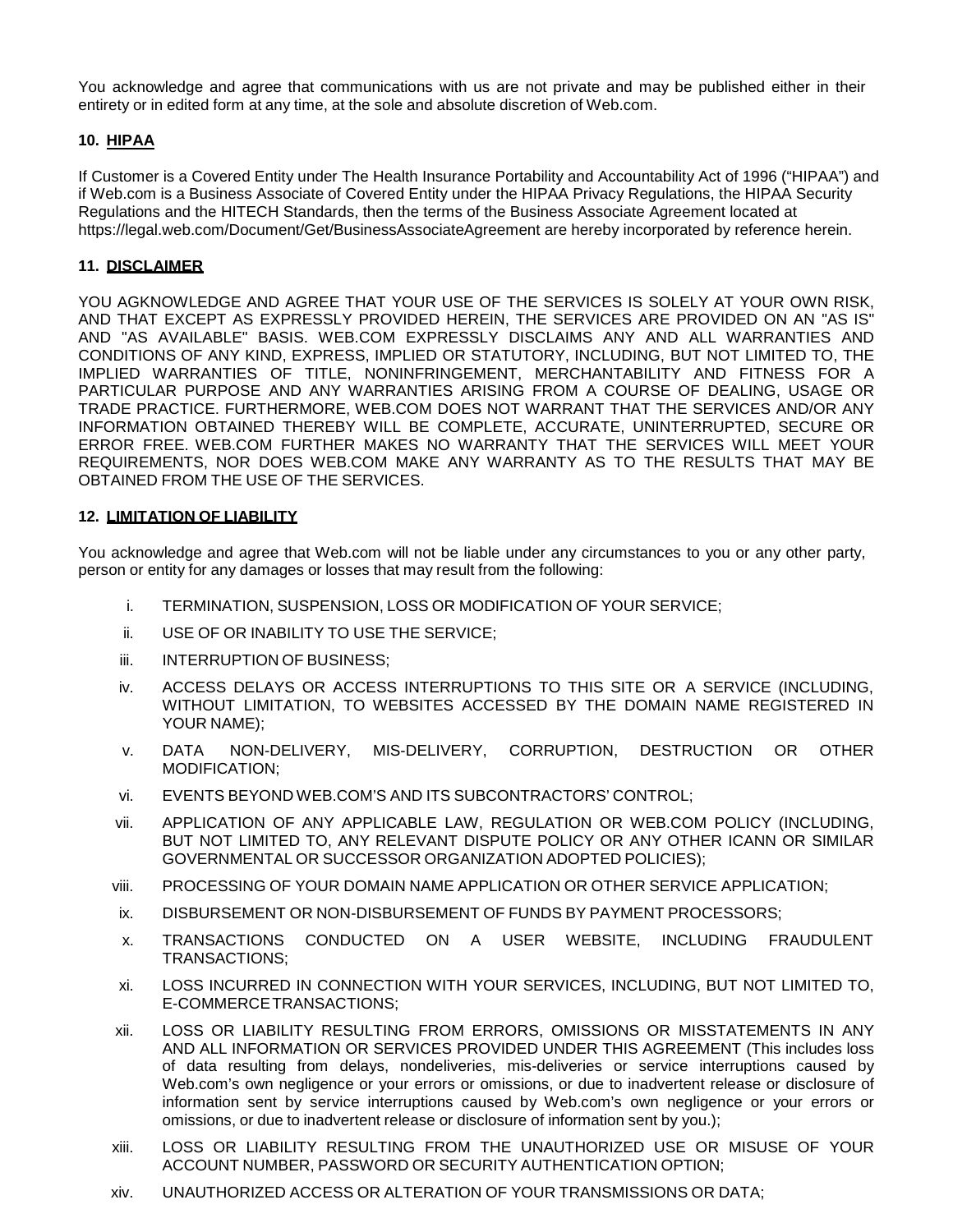You acknowledge and agree that communications with us are not private and may be published either in their entirety or in edited form at any time, at the sole and absolute discretion of Web.com.

## 10. HIPAA

If Customer is a Covered Entity under The Health Insurance Portability and Accountability Act of 1996 ("HIPAA") and if Web.com is a Business Associate of Covered Entity under the HIPAA Privacy Regulations, the HIPAA Security Regulations and the HITECH Standards, then the terms of the Business Associate Agreement located at https://legal.web.com/Document/Get/BusinessAssociateAgreement are hereby incorporated by reference herein.

## 11. DISCLAIMER

YOU AGKNOWLEDGE AND AGREE THAT YOUR USE OF THE SERVICES IS SOLELY AT YOUR OWN RISK, AND THAT EXCEPT AS EXPRESSLY PROVIDED HEREIN, THE SERVICES ARE PROVIDED ON AN "AS IS" AND "AS AVAILABLE" BASIS. WEB.COM EXPRESSLY DISCLAIMS ANY AND ALL WARRANTIES AND CONDITIONS OF ANY KIND, EXPRESS, IMPLIED OR STATUTORY, INCLUDING, BUT NOT LIMITED TO, THE IMPLIED WARRANTIES OF TITLE, NONINFRINGEMENT, MERCHANTABILITY AND FITNESS FOR A PARTICULAR PURPOSE AND ANY WARRANTIES ARISING FROM A COURSE OF DEALING, USAGE OR TRADE PRACTICE. FURTHERMORE, WEB.COM DOES NOT WARRANT THAT THE SERVICES AND/OR ANY INFORMATION OBTAINED THEREBY WILL BE COMPLETE, ACCURATE, UNINTERRUPTED, SECURE OR ERROR FREE. WEB.COM FURTHER MAKES NO WARRANTY THAT THE SERVICES WILL MEET YOUR REQUIREMENTS, NOR DOES WEB.COM MAKE ANY WARRANTY AS TO THE RESULTS THAT MAY BE OBTAINED FROM THE USE OF THE SERVICES.

## 12. LIMITATION OF LIABILITY

You acknowledge and agree that Web.com will not be liable under any circumstances to you or any other party, person or entity for any damages or losses that may result from the following:

i. TERMINATION, SUSPENSION, LOSS OR MODIFICATION OF YOUR SERVICE;

ii. USE OF OR INABILITY TO USE THE SERVICE;

iii. INTERRUPTION OF BUSINESS;

iv. ACCESS DELAYS OR ACCESS INTERRUPTIONS TO THIS SITE OR A SERVICE (INCLUDING, WITHOUT LIMITATION, TO WEBSITES ACCESSED BY THE DOMAIN NAME REGISTERED IN YOUR NAME);

v. DATA NON-DELIVERY, MIS-DELIVERY, CORRUPTION, DESTRUCTION OR OTHER MODIFICATION;

vi. EVENTS BEYOND WEB.COM'S AND ITS SUBCONTRACTORS' CONTROL;

vii. APPLICATION OF ANY APPLICABLE LAW, REGULATION OR WEB.COM POLICY (INCLUDING, BUT NOT LIMITED TO, ANY RELEVANT DISPUTE POLICY OR ANY OTHER ICANN OR SIMILAR GOVERNMENTAL OR SUCCESSOR ORGANIZATION ADOPTED POLICIES);

viii. PROCESSING OF YOUR DOMAIN NAME APPLICATION OR OTHER SERVICE APPLICATION;

ix. DISBURSEMENT OR NON-DISBURSEMENT OF FUNDS BY PAYMENT PROCESSORS;

x. TRANSACTIONS CONDUCTED ON A USER WEBSITE, INCLUDING FRAUDULENT TRANSACTIONS;

xi. LOSS INCURRED IN CONNECTION WITH YOUR SERVICES, INCLUDING, BUT NOT LIMITED TO, E-COMMERCE TRANSACTIONS;

xii. LOSS OR LIABILITY RESULTING FROM ERRORS, OMISSIONS OR MISSTATEMENTS IN ANY AND ALL INFORMATION OR SERVICES PROVIDED UNDER THIS AGREEMENT (This includes loss of data resulting from delays, nondeliveries, mis-deliveries or service interruptions caused by Web.com's own negligence or your errors or omissions, or due to inadvertent release or disclosure of information sent by service interruptions caused by Web.com's own negligence or your errors or omissions, or due to inadvertent release or disclosure of information sent by you.);

xiii. LOSS OR LIABILITY RESULTING FROM THE UNAUTHORIZED USE OR MISUSE OF YOUR ACCOUNT NUMBER, PASSWORD OR SECURITY AUTHENTICATION OPTION;

xiv. UNAUTHORIZED ACCESS OR ALTERATION OF YOUR TRANSMISSIONS OR DATA;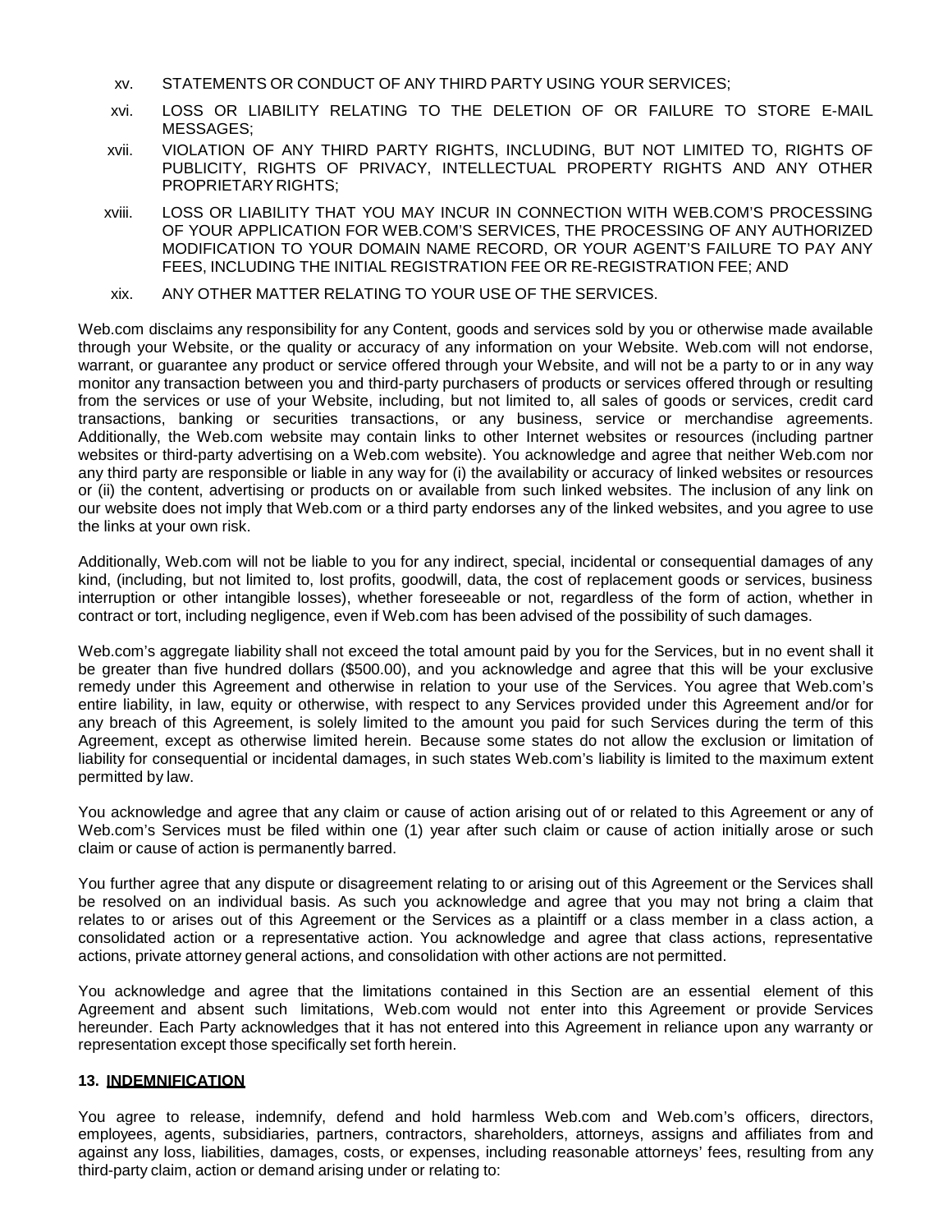xv. STATEMENTS OR CONDUCT OF ANY THIRD PARTY USING YOUR SERVICES;

xvi. LOSS OR LIABILITY RELATING TO THE DELETION OF OR FAILURE TO STORE E-MAIL MESSAGES;

xvii. VIOLATION OF ANY THIRD PARTY RIGHTS, INCLUDING, BUT NOT LIMITED TO, RIGHTS OF PUBLICITY, RIGHTS OF PRIVACY, INTELLECTUAL PROPERTY RIGHTS AND ANY OTHER PROPRIETARY RIGHTS;

xviii. LOSS OR LIABILITY THAT YOU MAY INCUR IN CONNECTION WITH WEB.COM'S PROCESSING OF YOUR APPLICATION FOR WEB.COM'S SERVICES, THE PROCESSING OF ANY AUTHORIZED MODIFICATION TO YOUR DOMAIN NAME RECORD, OR YOUR AGENT'S FAILURE TO PAY ANY FEES, INCLUDING THE INITIAL REGISTRATION FEE OR RE-REGISTRATION FEE; AND

xix. ANY OTHER MATTER RELATING TO YOUR USE OF THE SERVICES.

Web.com disclaims any responsibility for any Content, goods and services sold by you or otherwise made available through your Website, or the quality or accuracy of any information on your Website. Web.com will not endorse, warrant, or guarantee any product or service offered through your Website, and will not be a party to or in any way monitor any transaction between you and third-party purchasers of products or services offered through or resulting from the services or use of your Website, including, but not limited to, all sales of goods or services, credit card transactions, banking or securities transactions, or any business, service or merchandise agreements. Additionally, the Web.com website may contain links to other Internet websites or resources (including partner websites or third-party advertising on a Web.com website). You acknowledge and agree that neither Web.com nor any third party are responsible or liable in any way for (i) the availability or accuracy of linked websites or resources or (ii) the content, advertising or products on or available from such linked websites. The inclusion of any link on our website does not imply that Web.com or a third party endorses any of the linked websites, and you agree to use the links at your own risk.

Additionally, Web.com will not be liable to you for any indirect, special, incidental or consequential damages of any kind, (including, but not limited to, lost profits, goodwill, data, the cost of replacement goods or services, business interruption or other intangible losses), whether foreseeable or not, regardless of the form of action, whether in contract or tort, including negligence, even if Web.com has been advised of the possibility of such damages.

Web.com's aggregate liability shall not exceed the total amount paid by you for the Services, but in no event shall it be greater than five hundred dollars ($500.00), and you acknowledge and agree that this will be your exclusive remedy under this Agreement and otherwise in relation to your use of the Services. You agree that Web.com's entire liability, in law, equity or otherwise, with respect to any Services provided under this Agreement and/or for any breach of this Agreement, is solely limited to the amount you paid for such Services during the term of this Agreement, except as otherwise limited herein. Because some states do not allow the exclusion or limitation of liability for consequential or incidental damages, in such states Web.com's liability is limited to the maximum extent permitted by law.

You acknowledge and agree that any claim or cause of action arising out of or related to this Agreement or any of Web.com's Services must be filed within one (1) year after such claim or cause of action initially arose or such claim or cause of action is permanently barred.

You further agree that any dispute or disagreement relating to or arising out of this Agreement or the Services shall be resolved on an individual basis. As such you acknowledge and agree that you may not bring a claim that relates to or arises out of this Agreement or the Services as a plaintiff or a class member in a class action, a consolidated action or a representative action. You acknowledge and agree that class actions, representative actions, private attorney general actions, and consolidation with other actions are not permitted.

You acknowledge and agree that the limitations contained in this Section are an essential element of this Agreement and absent such limitations, Web.com would not enter into this Agreement or provide Services hereunder. Each Party acknowledges that it has not entered into this Agreement in reliance upon any warranty or representation except those specifically set forth herein.

### 13. INDEMNIFICATION

You agree to release, indemnify, defend and hold harmless Web.com and Web.com's officers, directors, employees, agents, subsidiaries, partners, contractors, shareholders, attorneys, assigns and affiliates from and against any loss, liabilities, damages, costs, or expenses, including reasonable attorneys' fees, resulting from any third-party claim, action or demand arising under or relating to: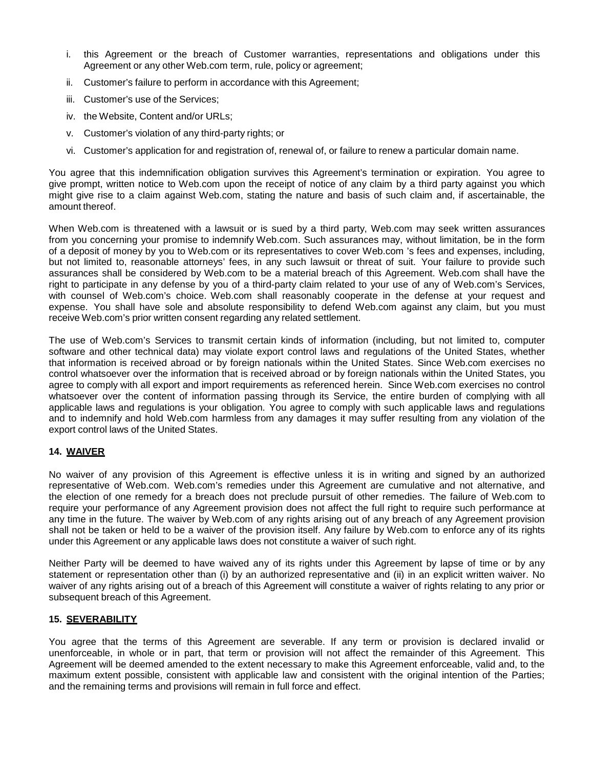i. this Agreement or the breach of Customer warranties, representations and obligations under this Agreement or any other Web.com term, rule, policy or agreement;
ii. Customer's failure to perform in accordance with this Agreement;
iii. Customer's use of the Services;
iv. the Website, Content and/or URLs;
v. Customer's violation of any third-party rights; or
vi. Customer's application for and registration of, renewal of, or failure to renew a particular domain name.

You agree that this indemnification obligation survives this Agreement's termination or expiration. You agree to give prompt, written notice to Web.com upon the receipt of notice of any claim by a third party against you which might give rise to a claim against Web.com, stating the nature and basis of such claim and, if ascertainable, the amount thereof.

When Web.com is threatened with a lawsuit or is sued by a third party, Web.com may seek written assurances from you concerning your promise to indemnify Web.com. Such assurances may, without limitation, be in the form of a deposit of money by you to Web.com or its representatives to cover Web.com 's fees and expenses, including, but not limited to, reasonable attorneys' fees, in any such lawsuit or threat of suit. Your failure to provide such assurances shall be considered by Web.com to be a material breach of this Agreement. Web.com shall have the right to participate in any defense by you of a third-party claim related to your use of any of Web.com's Services, with counsel of Web.com's choice. Web.com shall reasonably cooperate in the defense at your request and expense. You shall have sole and absolute responsibility to defend Web.com against any claim, but you must receive Web.com's prior written consent regarding any related settlement.

The use of Web.com's Services to transmit certain kinds of information (including, but not limited to, computer software and other technical data) may violate export control laws and regulations of the United States, whether that information is received abroad or by foreign nationals within the United States. Since Web.com exercises no control whatsoever over the information that is received abroad or by foreign nationals within the United States, you agree to comply with all export and import requirements as referenced herein. Since Web.com exercises no control whatsoever over the content of information passing through its Service, the entire burden of complying with all applicable laws and regulations is your obligation. You agree to comply with such applicable laws and regulations and to indemnify and hold Web.com harmless from any damages it may suffer resulting from any violation of the export control laws of the United States.

## 14. WAIVER

No waiver of any provision of this Agreement is effective unless it is in writing and signed by an authorized representative of Web.com. Web.com's remedies under this Agreement are cumulative and not alternative, and the election of one remedy for a breach does not preclude pursuit of other remedies. The failure of Web.com to require your performance of any Agreement provision does not affect the full right to require such performance at any time in the future. The waiver by Web.com of any rights arising out of any breach of any Agreement provision shall not be taken or held to be a waiver of the provision itself. Any failure by Web.com to enforce any of its rights under this Agreement or any applicable laws does not constitute a waiver of such right.

Neither Party will be deemed to have waived any of its rights under this Agreement by lapse of time or by any statement or representation other than (i) by an authorized representative and (ii) in an explicit written waiver. No waiver of any rights arising out of a breach of this Agreement will constitute a waiver of rights relating to any prior or subsequent breach of this Agreement.

## 15. SEVERABILITY

You agree that the terms of this Agreement are severable. If any term or provision is declared invalid or unenforceable, in whole or in part, that term or provision will not affect the remainder of this Agreement. This Agreement will be deemed amended to the extent necessary to make this Agreement enforceable, valid and, to the maximum extent possible, consistent with applicable law and consistent with the original intention of the Parties; and the remaining terms and provisions will remain in full force and effect.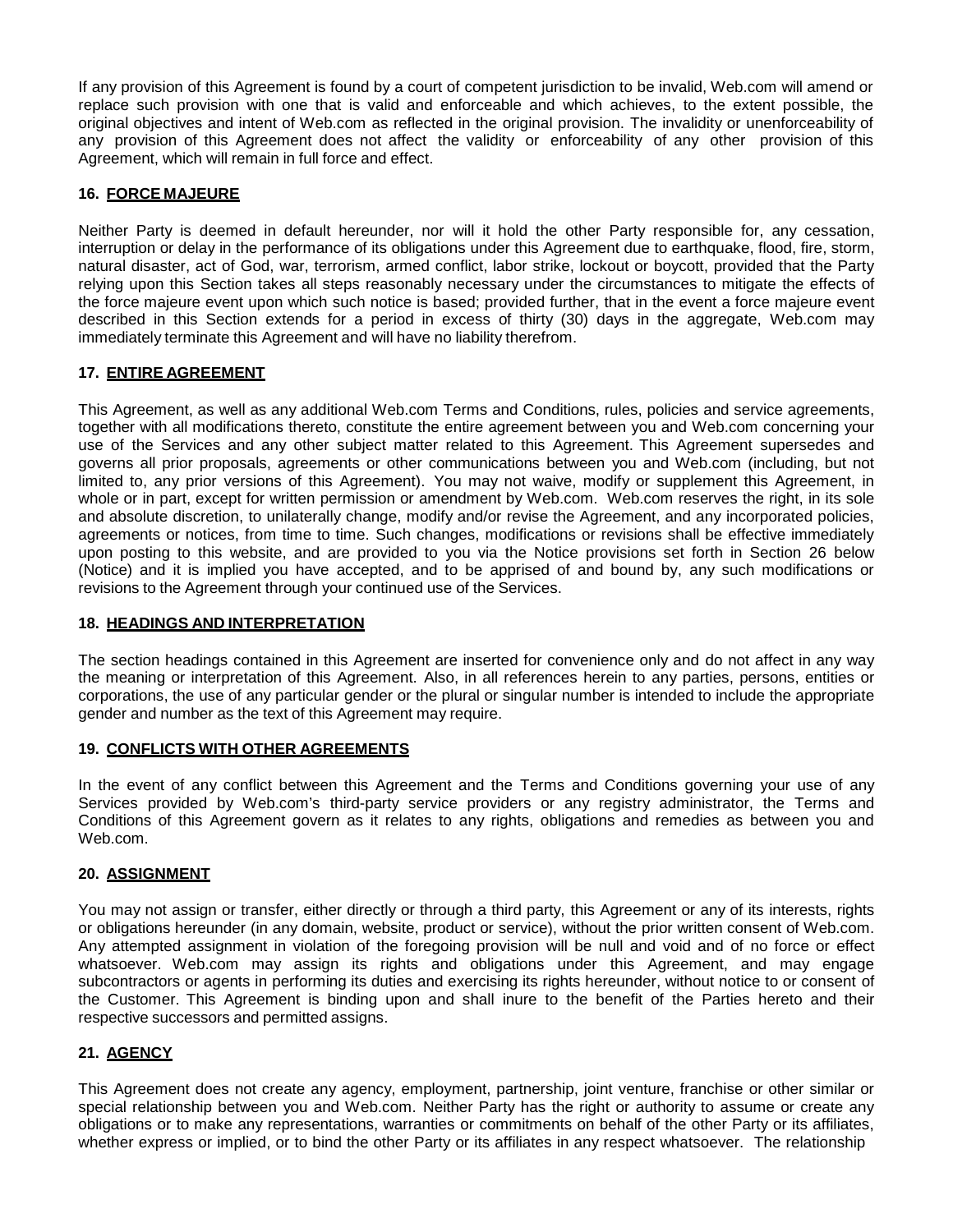If any provision of this Agreement is found by a court of competent jurisdiction to be invalid, Web.com will amend or replace such provision with one that is valid and enforceable and which achieves, to the extent possible, the original objectives and intent of Web.com as reflected in the original provision. The invalidity or unenforceability of any provision of this Agreement does not affect the validity or enforceability of any other provision of this Agreement, which will remain in full force and effect.

### 16. FORCE MAJEURE

Neither Party is deemed in default hereunder, nor will it hold the other Party responsible for, any cessation, interruption or delay in the performance of its obligations under this Agreement due to earthquake, flood, fire, storm, natural disaster, act of God, war, terrorism, armed conflict, labor strike, lockout or boycott, provided that the Party relying upon this Section takes all steps reasonably necessary under the circumstances to mitigate the effects of the force majeure event upon which such notice is based; provided further, that in the event a force majeure event described in this Section extends for a period in excess of thirty (30) days in the aggregate, Web.com may immediately terminate this Agreement and will have no liability therefrom.

### 17. ENTIRE AGREEMENT

This Agreement, as well as any additional Web.com Terms and Conditions, rules, policies and service agreements, together with all modifications thereto, constitute the entire agreement between you and Web.com concerning your use of the Services and any other subject matter related to this Agreement. This Agreement supersedes and governs all prior proposals, agreements or other communications between you and Web.com (including, but not limited to, any prior versions of this Agreement). You may not waive, modify or supplement this Agreement, in whole or in part, except for written permission or amendment by Web.com. Web.com reserves the right, in its sole and absolute discretion, to unilaterally change, modify and/or revise the Agreement, and any incorporated policies, agreements or notices, from time to time. Such changes, modifications or revisions shall be effective immediately upon posting to this website, and are provided to you via the Notice provisions set forth in Section 26 below (Notice) and it is implied you have accepted, and to be apprised of and bound by, any such modifications or revisions to the Agreement through your continued use of the Services.

### 18. HEADINGS AND INTERPRETATION

The section headings contained in this Agreement are inserted for convenience only and do not affect in any way the meaning or interpretation of this Agreement. Also, in all references herein to any parties, persons, entities or corporations, the use of any particular gender or the plural or singular number is intended to include the appropriate gender and number as the text of this Agreement may require.

### 19. CONFLICTS WITH OTHER AGREEMENTS

In the event of any conflict between this Agreement and the Terms and Conditions governing your use of any Services provided by Web.com's third-party service providers or any registry administrator, the Terms and Conditions of this Agreement govern as it relates to any rights, obligations and remedies as between you and Web.com.

### 20. ASSIGNMENT

You may not assign or transfer, either directly or through a third party, this Agreement or any of its interests, rights or obligations hereunder (in any domain, website, product or service), without the prior written consent of Web.com. Any attempted assignment in violation of the foregoing provision will be null and void and of no force or effect whatsoever. Web.com may assign its rights and obligations under this Agreement, and may engage subcontractors or agents in performing its duties and exercising its rights hereunder, without notice to or consent of the Customer. This Agreement is binding upon and shall inure to the benefit of the Parties hereto and their respective successors and permitted assigns.

### 21. AGENCY

This Agreement does not create any agency, employment, partnership, joint venture, franchise or other similar or special relationship between you and Web.com. Neither Party has the right or authority to assume or create any obligations or to make any representations, warranties or commitments on behalf of the other Party or its affiliates, whether express or implied, or to bind the other Party or its affiliates in any respect whatsoever. The relationship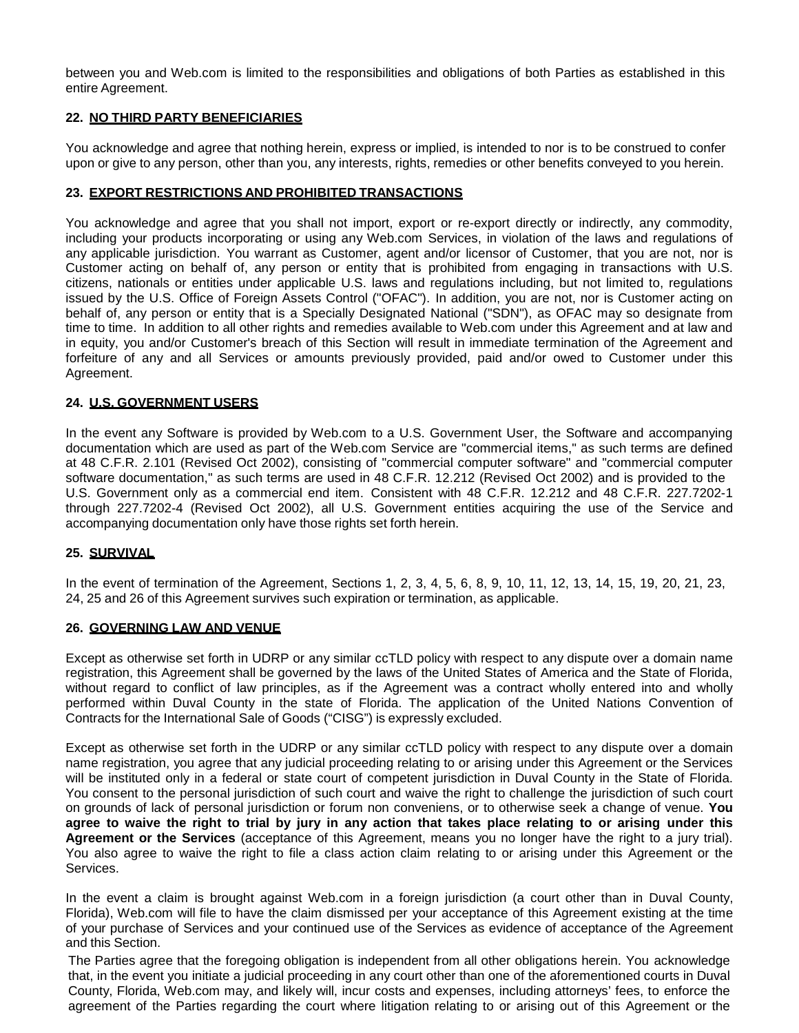between you and Web.com is limited to the responsibilities and obligations of both Parties as established in this entire Agreement.

## 22. NO THIRD PARTY BENEFICIARIES

You acknowledge and agree that nothing herein, express or implied, is intended to nor is to be construed to confer upon or give to any person, other than you, any interests, rights, remedies or other benefits conveyed to you herein.

## 23. EXPORT RESTRICTIONS AND PROHIBITED TRANSACTIONS

You acknowledge and agree that you shall not import, export or re-export directly or indirectly, any commodity, including your products incorporating or using any Web.com Services, in violation of the laws and regulations of any applicable jurisdiction. You warrant as Customer, agent and/or licensor of Customer, that you are not, nor is Customer acting on behalf of, any person or entity that is prohibited from engaging in transactions with U.S. citizens, nationals or entities under applicable U.S. laws and regulations including, but not limited to, regulations issued by the U.S. Office of Foreign Assets Control ("OFAC"). In addition, you are not, nor is Customer acting on behalf of, any person or entity that is a Specially Designated National ("SDN"), as OFAC may so designate from time to time. In addition to all other rights and remedies available to Web.com under this Agreement and at law and in equity, you and/or Customer's breach of this Section will result in immediate termination of the Agreement and forfeiture of any and all Services or amounts previously provided, paid and/or owed to Customer under this Agreement.

## 24. U.S. GOVERNMENT USERS

In the event any Software is provided by Web.com to a U.S. Government User, the Software and accompanying documentation which are used as part of the Web.com Service are "commercial items," as such terms are defined at 48 C.F.R. 2.101 (Revised Oct 2002), consisting of "commercial computer software" and "commercial computer software documentation," as such terms are used in 48 C.F.R. 12.212 (Revised Oct 2002) and is provided to the U.S. Government only as a commercial end item. Consistent with 48 C.F.R. 12.212 and 48 C.F.R. 227.7202-1 through 227.7202-4 (Revised Oct 2002), all U.S. Government entities acquiring the use of the Service and accompanying documentation only have those rights set forth herein.

## 25. SURVIVAL

In the event of termination of the Agreement, Sections 1, 2, 3, 4, 5, 6, 8, 9, 10, 11, 12, 13, 14, 15, 19, 20, 21, 23, 24, 25 and 26 of this Agreement survives such expiration or termination, as applicable.

## 26. GOVERNING LAW AND VENUE

Except as otherwise set forth in UDRP or any similar ccTLD policy with respect to any dispute over a domain name registration, this Agreement shall be governed by the laws of the United States of America and the State of Florida, without regard to conflict of law principles, as if the Agreement was a contract wholly entered into and wholly performed within Duval County in the state of Florida. The application of the United Nations Convention of Contracts for the International Sale of Goods (“CISG”) is expressly excluded.

Except as otherwise set forth in the UDRP or any similar ccTLD policy with respect to any dispute over a domain name registration, you agree that any judicial proceeding relating to or arising under this Agreement or the Services will be instituted only in a federal or state court of competent jurisdiction in Duval County in the State of Florida. You consent to the personal jurisdiction of such court and waive the right to challenge the jurisdiction of such court on grounds of lack of personal jurisdiction or forum non conveniens, or to otherwise seek a change of venue. **You agree to waive the right to trial by jury in any action that takes place relating to or arising under this Agreement or the Services** (acceptance of this Agreement, means you no longer have the right to a jury trial). You also agree to waive the right to file a class action claim relating to or arising under this Agreement or the Services.

In the event a claim is brought against Web.com in a foreign jurisdiction (a court other than in Duval County, Florida), Web.com will file to have the claim dismissed per your acceptance of this Agreement existing at the time of your purchase of Services and your continued use of the Services as evidence of acceptance of the Agreement and this Section.

The Parties agree that the foregoing obligation is independent from all other obligations herein. You acknowledge that, in the event you initiate a judicial proceeding in any court other than one of the aforementioned courts in Duval County, Florida, Web.com may, and likely will, incur costs and expenses, including attorneys’ fees, to enforce the agreement of the Parties regarding the court where litigation relating to or arising out of this Agreement or the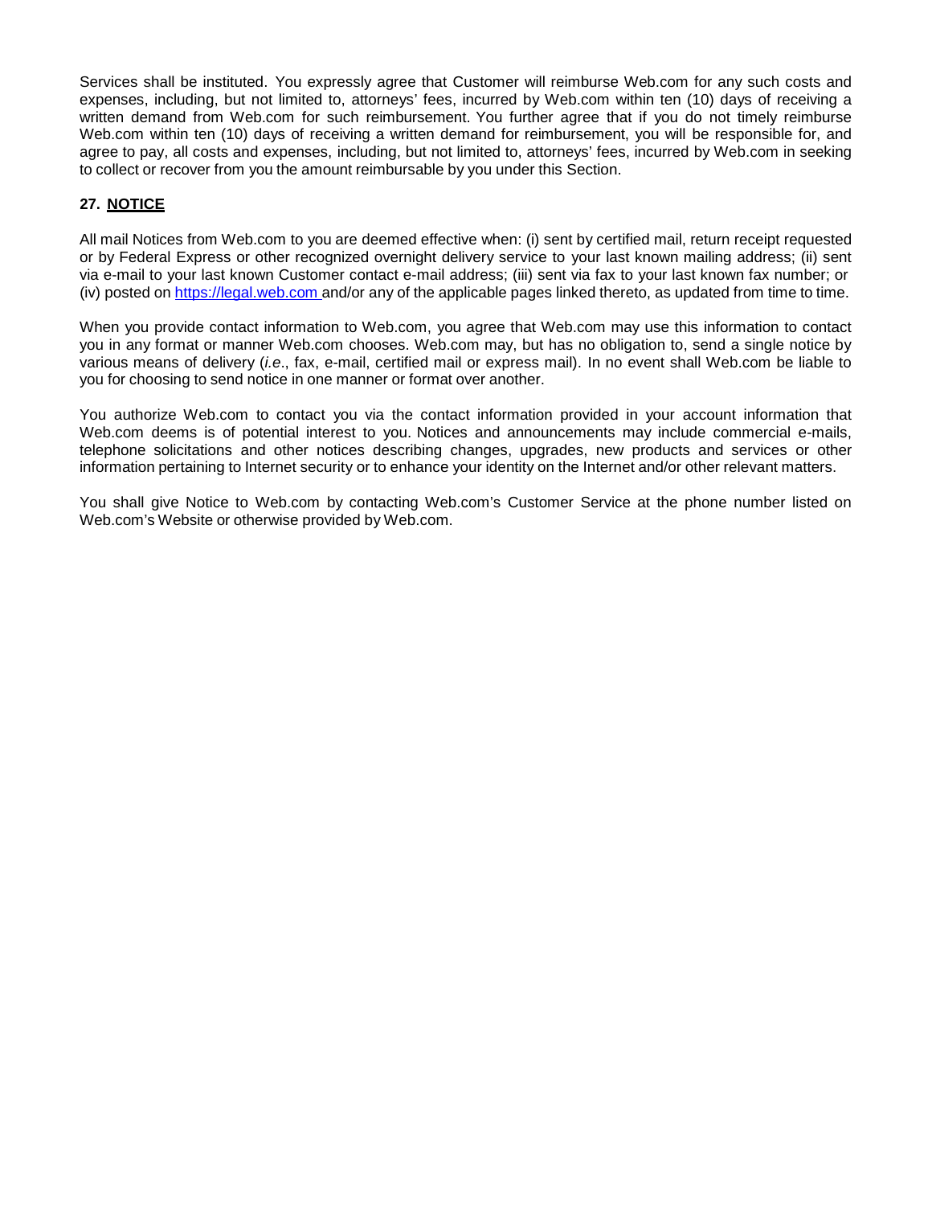Services shall be instituted. You expressly agree that Customer will reimburse Web.com for any such costs and expenses, including, but not limited to, attorneys' fees, incurred by Web.com within ten (10) days of receiving a written demand from Web.com for such reimbursement. You further agree that if you do not timely reimburse Web.com within ten (10) days of receiving a written demand for reimbursement, you will be responsible for, and agree to pay, all costs and expenses, including, but not limited to, attorneys' fees, incurred by Web.com in seeking to collect or recover from you the amount reimbursable by you under this Section.

## 27. NOTICE

All mail Notices from Web.com to you are deemed effective when: (i) sent by certified mail, return receipt requested or by Federal Express or other recognized overnight delivery service to your last known mailing address; (ii) sent via e-mail to your last known Customer contact e-mail address; (iii) sent via fax to your last known fax number; or (iv) posted on https://legal.web.com and/or any of the applicable pages linked thereto, as updated from time to time.

When you provide contact information to Web.com, you agree that Web.com may use this information to contact you in any format or manner Web.com chooses. Web.com may, but has no obligation to, send a single notice by various means of delivery (*i.e*., fax, e-mail, certified mail or express mail). In no event shall Web.com be liable to you for choosing to send notice in one manner or format over another.

You authorize Web.com to contact you via the contact information provided in your account information that Web.com deems is of potential interest to you. Notices and announcements may include commercial e-mails, telephone solicitations and other notices describing changes, upgrades, new products and services or other information pertaining to Internet security or to enhance your identity on the Internet and/or other relevant matters.

You shall give Notice to Web.com by contacting Web.com's Customer Service at the phone number listed on Web.com's Website or otherwise provided by Web.com.